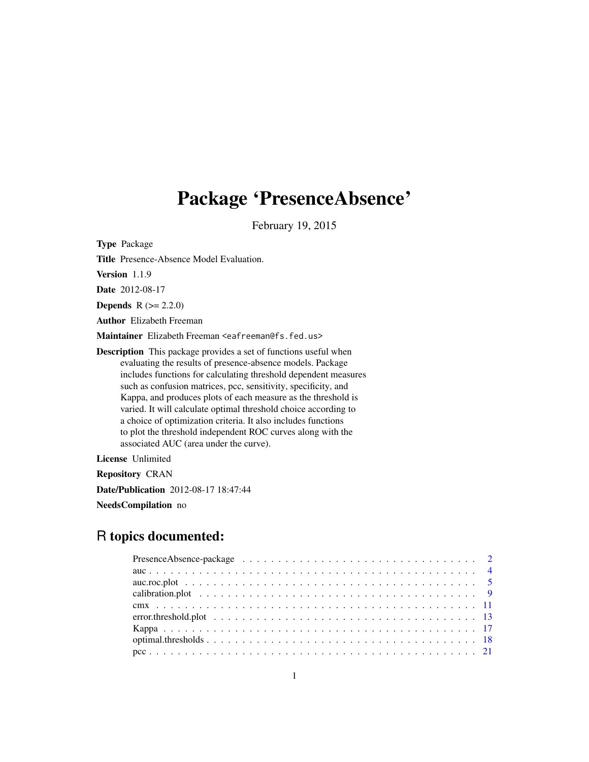# Package 'PresenceAbsence'

February 19, 2015

**Type** Package

**Title** Presence-Absence Model Evaluation.

**Version** 1.1.9

**Date** 2012-08-17

**Depends** R (>= 2.2.0)

**Author** Elizabeth Freeman

**Maintainer** Elizabeth Freeman <eafreeman@fs.fed.us>

**Description** This package provides a set of functions useful when evaluating the results of presence-absence models. Package includes functions for calculating threshold dependent measures such as confusion matrices, pcc, sensitivity, specificity, and Kappa, and produces plots of each measure as the threshold is varied. It will calculate optimal threshold choice according to a choice of optimization criteria. It also includes functions to plot the threshold independent ROC curves along with the associated AUC (area under the curve).

**License** Unlimited

**Repository** CRAN

**Date/Publication** 2012-08-17 18:47:44

**NeedsCompilation** no

## R topics documented:

| | |
|---|---|
| PresenceAbsence-package | 2 |
| auc | 4 |
| auc.roc.plot | 5 |
| calibration.plot | 9 |
| cmx | 11 |
| error.threshold.plot | 13 |
| Kappa | 17 |
| optimal.thresholds | 18 |
| pcc | 21 |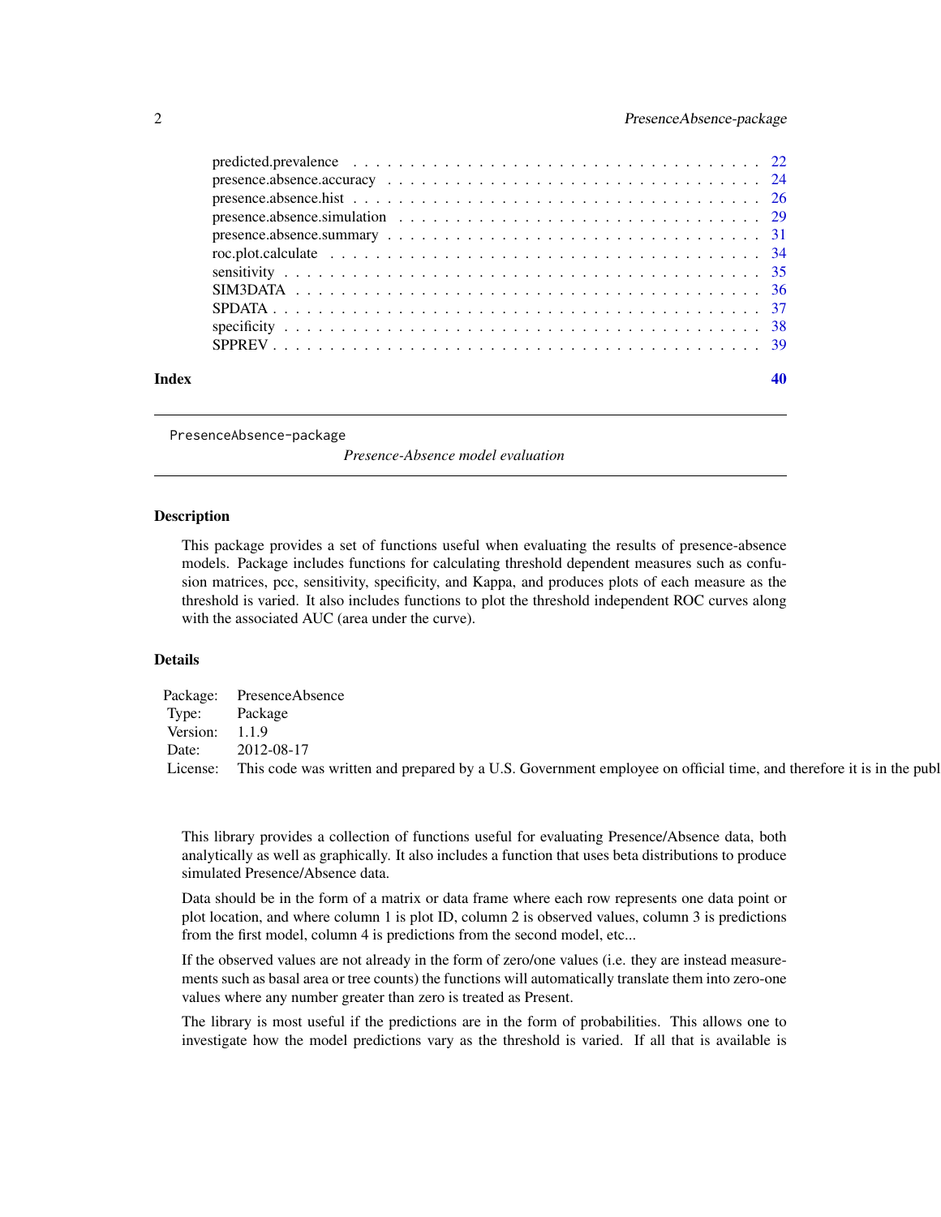| | |
|---|---|
| predicted.prevalence | 22 |
| presence.absence.accuracy | 24 |
| presence.absence.hist | 26 |
| presence.absence.simulation | 29 |
| presence.absence.summary | 31 |
| roc.plot.calculate | 34 |
| sensitivity | 35 |
| SIM3DATA | 36 |
| SPDATA | 37 |
| specificity | 38 |
| SPPREV | 39 |

**Index** 40

---

`PresenceAbsence-package` *Presence-Absence model evaluation*

---

## Description

This package provides a set of functions useful when evaluating the results of presence-absence models. Package includes functions for calculating threshold dependent measures such as confusion matrices, pcc, sensitivity, specificity, and Kappa, and produces plots of each measure as the threshold is varied. It also includes functions to plot the threshold independent ROC curves along with the associated AUC (area under the curve).

## Details

| | |
|---|---|
| Package: | PresenceAbsence |
| Type: | Package |
| Version: | 1.1.9 |
| Date: | 2012-08-17 |
| License: | This code was written and prepared by a U.S. Government employee on official time, and therefore it is in the publ |

This library provides a collection of functions useful for evaluating Presence/Absence data, both analytically as well as graphically. It also includes a function that uses beta distributions to produce simulated Presence/Absence data.

Data should be in the form of a matrix or data frame where each row represents one data point or plot location, and where column 1 is plot ID, column 2 is observed values, column 3 is predictions from the first model, column 4 is predictions from the second model, etc...

If the observed values are not already in the form of zero/one values (i.e. they are instead measurements such as basal area or tree counts) the functions will automatically translate them into zero-one values where any number greater than zero is treated as Present.

The library is most useful if the predictions are in the form of probabilities. This allows one to investigate how the model predictions vary as the threshold is varied. If all that is available is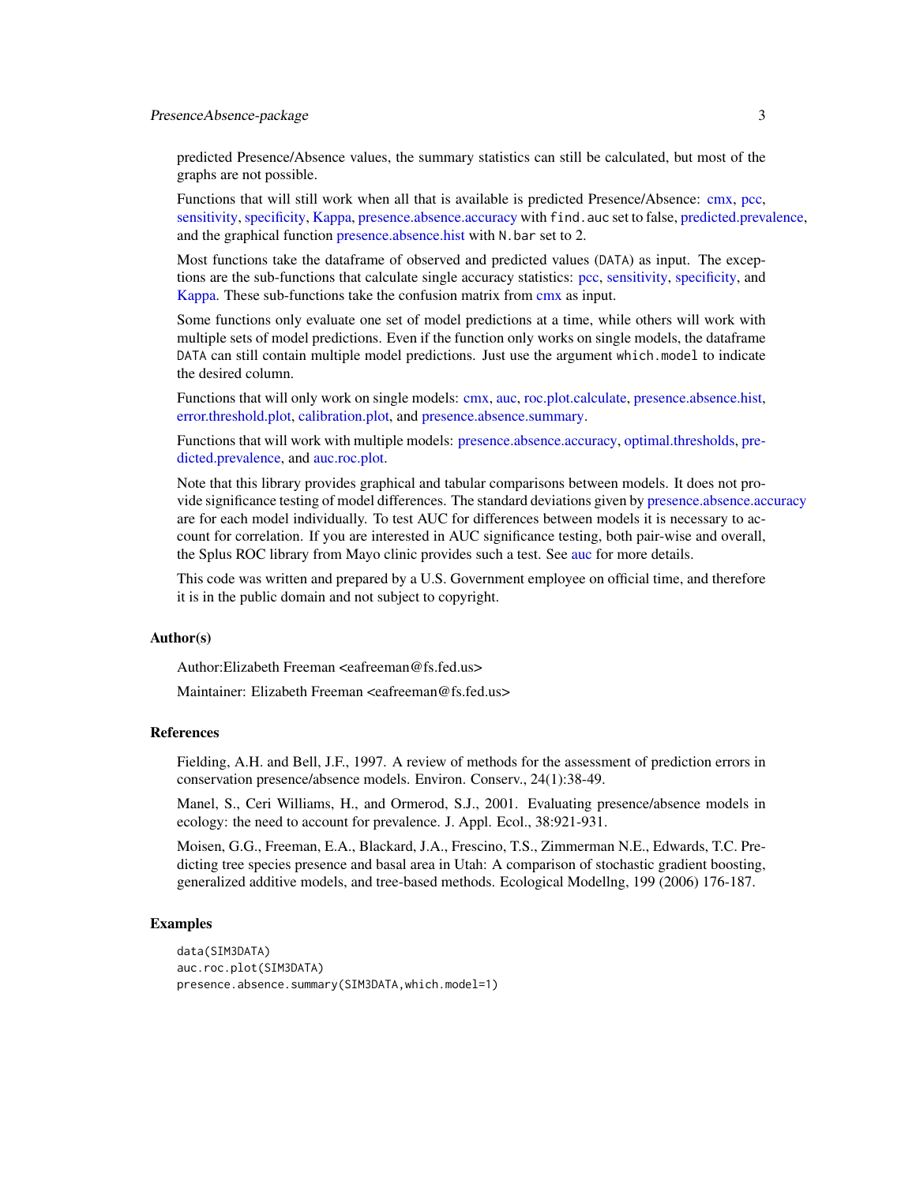predicted Presence/Absence values, the summary statistics can still be calculated, but most of the graphs are not possible.

Functions that will still work when all that is available is predicted Presence/Absence: cmx, pcc, sensitivity, specificity, Kappa, presence.absence.accuracy with `find.auc` set to false, predicted.prevalence, and the graphical function presence.absence.hist with `N.bar` set to 2.

Most functions take the dataframe of observed and predicted values (`DATA`) as input. The exceptions are the sub-functions that calculate single accuracy statistics: pcc, sensitivity, specificity, and Kappa. These sub-functions take the confusion matrix from cmx as input.

Some functions only evaluate one set of model predictions at a time, while others will work with multiple sets of model predictions. Even if the function only works on single models, the dataframe `DATA` can still contain multiple model predictions. Just use the argument `which.model` to indicate the desired column.

Functions that will only work on single models: cmx, auc, roc.plot.calculate, presence.absence.hist, error.threshold.plot, calibration.plot, and presence.absence.summary.

Functions that will work with multiple models: presence.absence.accuracy, optimal.thresholds, predicted.prevalence, and auc.roc.plot.

Note that this library provides graphical and tabular comparisons between models. It does not provide significance testing of model differences. The standard deviations given by presence.absence.accuracy are for each model individually. To test AUC for differences between models it is necessary to account for correlation. If you are interested in AUC significance testing, both pair-wise and overall, the Splus ROC library from Mayo clinic provides such a test. See auc for more details.

This code was written and prepared by a U.S. Government employee on official time, and therefore it is in the public domain and not subject to copyright.

## Author(s)

Author:Elizabeth Freeman <eafreeman@fs.fed.us>

Maintainer: Elizabeth Freeman <eafreeman@fs.fed.us>

## References

Fielding, A.H. and Bell, J.F., 1997. A review of methods for the assessment of prediction errors in conservation presence/absence models. Environ. Conserv., 24(1):38-49.

Manel, S., Ceri Williams, H., and Ormerod, S.J., 2001. Evaluating presence/absence models in ecology: the need to account for prevalence. J. Appl. Ecol., 38:921-931.

Moisen, G.G., Freeman, E.A., Blackard, J.A., Frescino, T.S., Zimmerman N.E., Edwards, T.C. Predicting tree species presence and basal area in Utah: A comparison of stochastic gradient boosting, generalized additive models, and tree-based methods. Ecological Modellng, 199 (2006) 176-187.

## Examples

```
data(SIM3DATA)
auc.roc.plot(SIM3DATA)
presence.absence.summary(SIM3DATA,which.model=1)
```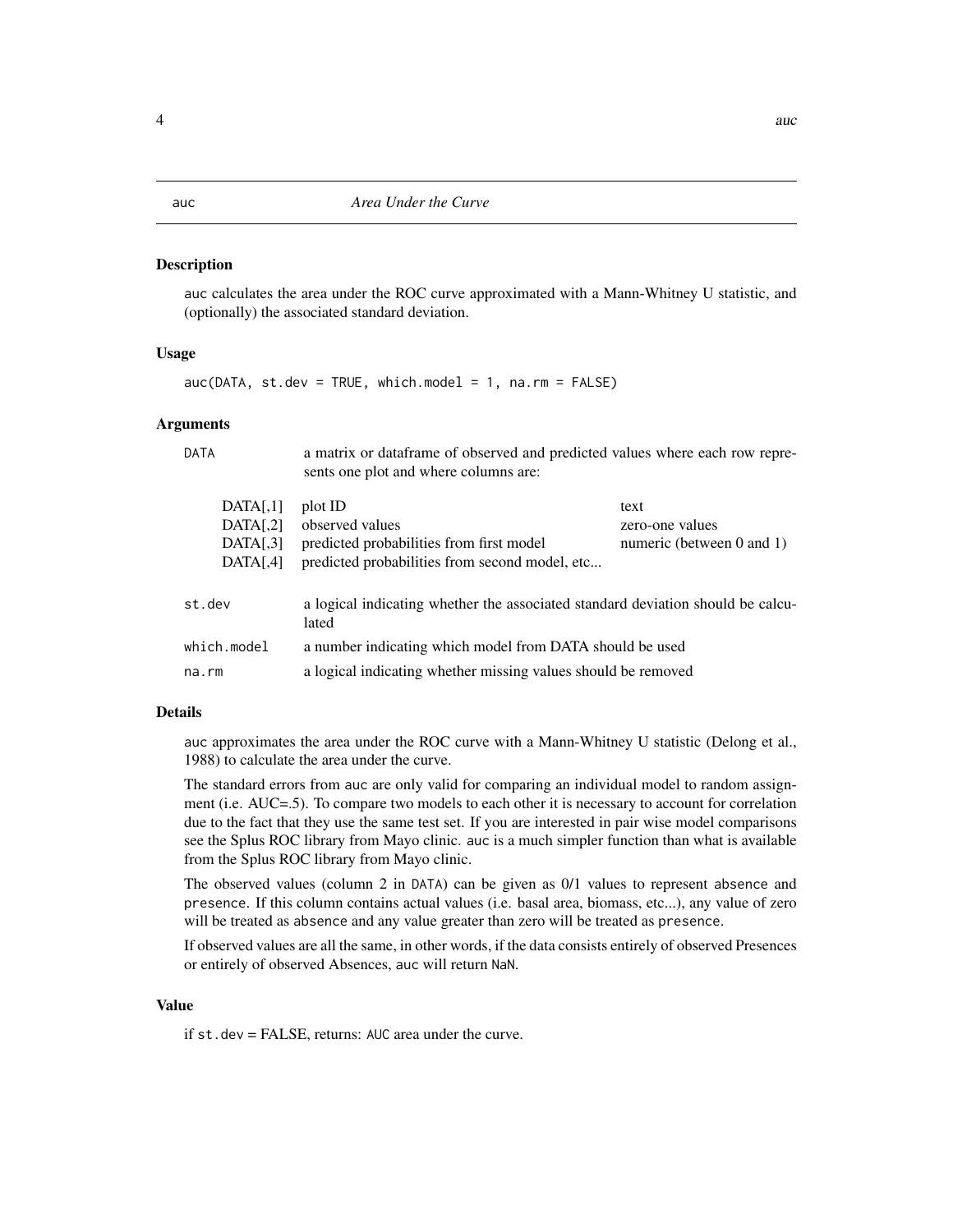auc *Area Under the Curve*

## Description

auc calculates the area under the ROC curve approximated with a Mann-Whitney U statistic, and (optionally) the associated standard deviation.

## Usage

```
auc(DATA, st.dev = TRUE, which.model = 1, na.rm = FALSE)
```

## Arguments

| | |
|---|---|
| DATA | a matrix or dataframe of observed and predicted values where each row represents one plot and where columns are: |

| | | |
|---|---|---|
| DATA[,1] | plot ID | text |
| DATA[,2] | observed values | zero-one values |
| DATA[,3] | predicted probabilities from first model | numeric (between 0 and 1) |
| DATA[,4] | predicted probabilities from second model, etc... | |

| | |
|---|---|
| st.dev | a logical indicating whether the associated standard deviation should be calculated |
| which.model | a number indicating which model from DATA should be used |
| na.rm | a logical indicating whether missing values should be removed |

## Details

auc approximates the area under the ROC curve with a Mann-Whitney U statistic (Delong et al., 1988) to calculate the area under the curve.

The standard errors from auc are only valid for comparing an individual model to random assignment (i.e. AUC=.5). To compare two models to each other it is necessary to account for correlation due to the fact that they use the same test set. If you are interested in pair wise model comparisons see the Splus ROC library from Mayo clinic. auc is a much simpler function than what is available from the Splus ROC library from Mayo clinic.

The observed values (column 2 in DATA) can be given as 0/1 values to represent absence and presence. If this column contains actual values (i.e. basal area, biomass, etc...), any value of zero will be treated as absence and any value greater than zero will be treated as presence.

If observed values are all the same, in other words, if the data consists entirely of observed Presences or entirely of observed Absences, auc will return NaN.

## Value

if st.dev = FALSE, returns: AUC area under the curve.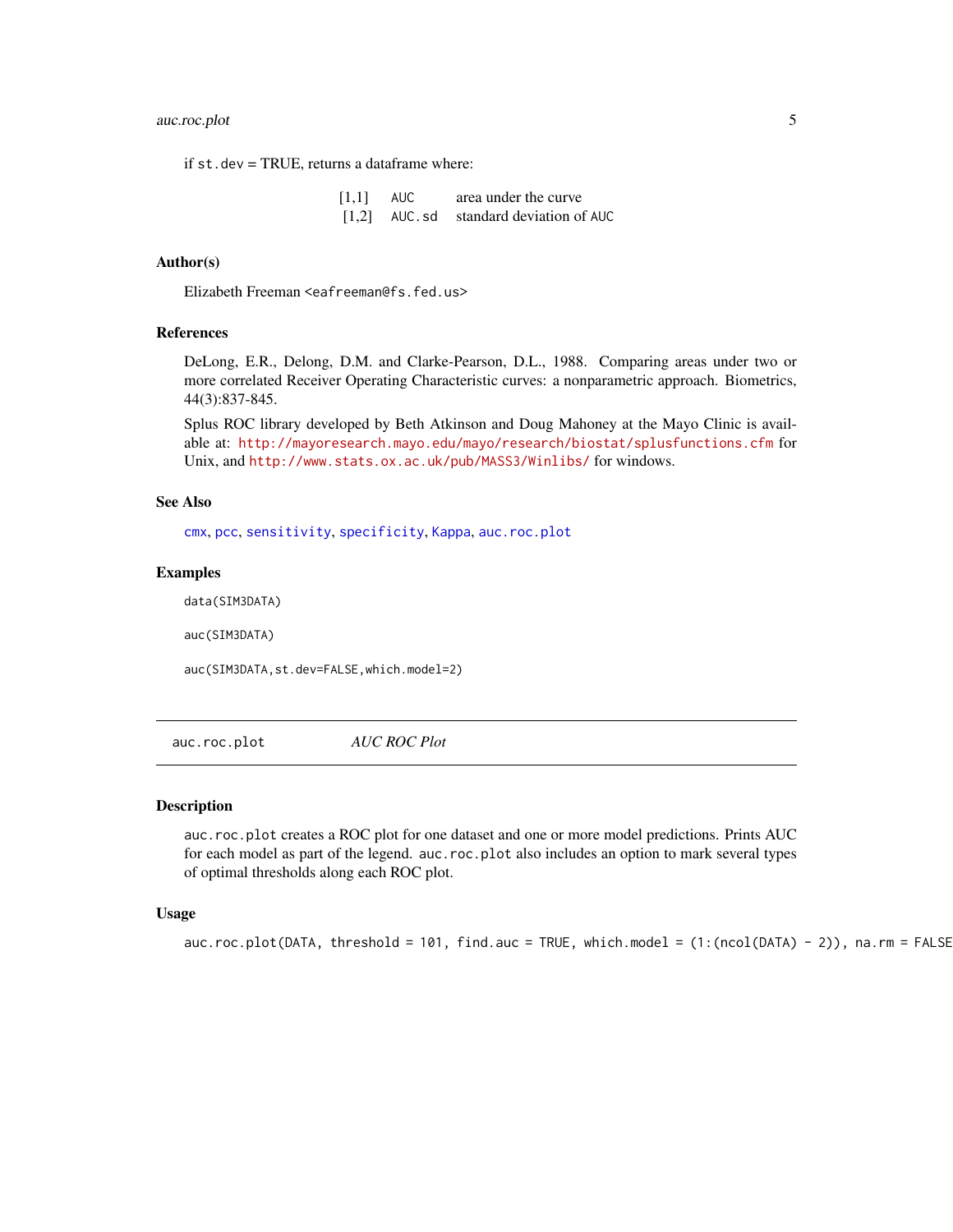if `st.dev` = TRUE, returns a dataframe where:

| | | |
|---|---|---|
| [1,1] | `AUC` | area under the curve |
| [1,2] | `AUC.sd` | standard deviation of `AUC` |

### Author(s)

Elizabeth Freeman <eafreeman@fs.fed.us>

### References

DeLong, E.R., Delong, D.M. and Clarke-Pearson, D.L., 1988. Comparing areas under two or more correlated Receiver Operating Characteristic curves: a nonparametric approach. Biometrics, 44(3):837-845.

Splus ROC library developed by Beth Atkinson and Doug Mahoney at the Mayo Clinic is available at: http://mayoresearch.mayo.edu/mayo/research/biostat/splusfunctions.cfm for Unix, and http://www.stats.ox.ac.uk/pub/MASS3/Winlibs/ for windows.

### See Also

`cmx`, `pcc`, `sensitivity`, `specificity`, `Kappa`, `auc.roc.plot`

### Examples

```
data(SIM3DATA)

auc(SIM3DATA)

auc(SIM3DATA,st.dev=FALSE,which.model=2)
```

---

## auc.roc.plot *AUC ROC Plot*

---

### Description

`auc.roc.plot` creates a ROC plot for one dataset and one or more model predictions. Prints AUC for each model as part of the legend. `auc.roc.plot` also includes an option to mark several types of optimal thresholds along each ROC plot.

### Usage

```
auc.roc.plot(DATA, threshold = 101, find.auc = TRUE, which.model = (1:(ncol(DATA) - 2)), na.rm = FALSE
```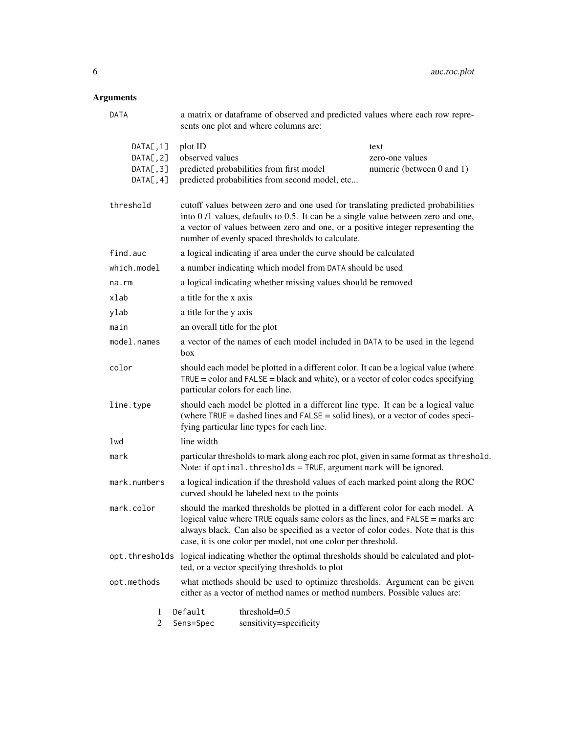## Arguments

| Argument | Description |
|---|---|
| `DATA` | a matrix or dataframe of observed and predicted values where each row represents one plot and where columns are: |

| | | |
|---|---|---|
| `DATA[,1]` | plot ID | text |
| `DATA[,2]` | observed values | zero-one values |
| `DATA[,3]` | predicted probabilities from first model | numeric (between 0 and 1) |
| `DATA[,4]` | predicted probabilities from second model, etc... | |

| Argument | Description |
|---|---|
| `threshold` | cutoff values between zero and one used for translating predicted probabilities into 0 /1 values, defaults to 0.5. It can be a single value between zero and one, a vector of values between zero and one, or a positive integer representing the number of evenly spaced thresholds to calculate. |
| `find.auc` | a logical indicating if area under the curve should be calculated |
| `which.model` | a number indicating which model from `DATA` should be used |
| `na.rm` | a logical indicating whether missing values should be removed |
| `xlab` | a title for the x axis |
| `ylab` | a title for the y axis |
| `main` | an overall title for the plot |
| `model.names` | a vector of the names of each model included in `DATA` to be used in the legend box |
| `color` | should each model be plotted in a different color. It can be a logical value (where `TRUE` = color and `FALSE` = black and white), or a vector of color codes specifying particular colors for each line. |
| `line.type` | should each model be plotted in a different line type. It can be a logical value (where `TRUE` = dashed lines and `FALSE` = solid lines), or a vector of codes specifying particular line types for each line. |
| `lwd` | line width |
| `mark` | particular thresholds to mark along each roc plot, given in same format as `threshold`. Note: if `optimal.thresholds = TRUE`, argument `mark` will be ignored. |
| `mark.numbers` | a logical indication if the threshold values of each marked point along the ROC curved should be labeled next to the points |
| `mark.color` | should the marked thresholds be plotted in a different color for each model. A logical value where `TRUE` equals same colors as the lines, and `FALSE` = marks are always black. Can also be specified as a vector of color codes. Note that is this case, it is one color per model, not one color per threshold. |
| `opt.thresholds` | logical indicating whether the optimal thresholds should be calculated and plotted, or a vector specifying thresholds to plot |
| `opt.methods` | what methods should be used to optimize thresholds. Argument can be given either as a vector of method names or method numbers. Possible values are: |

| | | |
|---|---|---|
| 1 | `Default` | threshold=0.5 |
| 2 | `Sens=Spec` | sensitivity=specificity |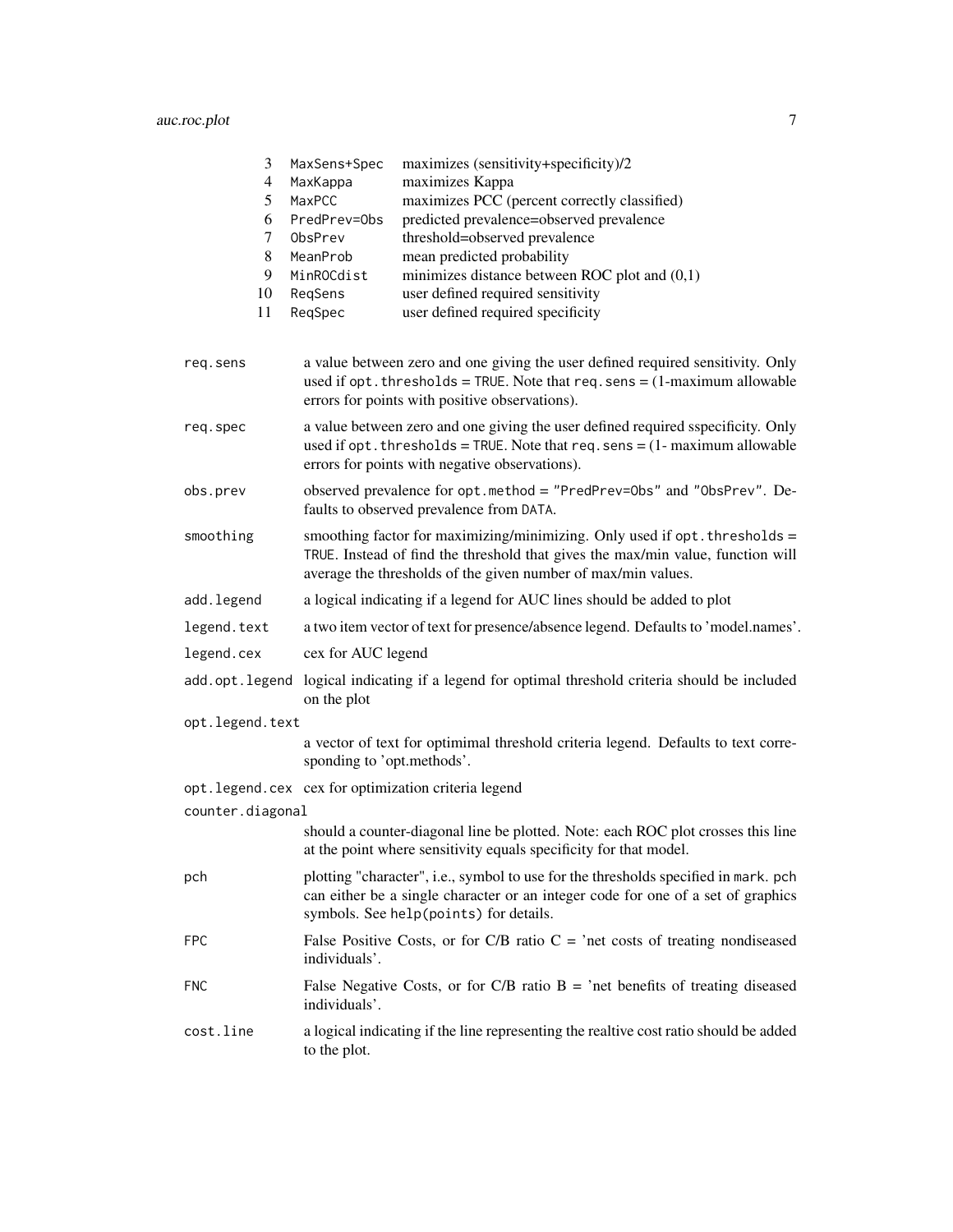| | | |
|---|---|---|
| 3 | `MaxSens+Spec` | maximizes (sensitivity+specificity)/2 |
| 4 | `MaxKappa` | maximizes Kappa |
| 5 | `MaxPCC` | maximizes PCC (percent correctly classified) |
| 6 | `PredPrev=Obs` | predicted prevalence=observed prevalence |
| 7 | `ObsPrev` | threshold=observed prevalence |
| 8 | `MeanProb` | mean predicted probability |
| 9 | `MinROCdist` | minimizes distance between ROC plot and (0,1) |
| 10 | `ReqSens` | user defined required sensitivity |
| 11 | `ReqSpec` | user defined required specificity |

`req.sens`
: a value between zero and one giving the user defined required sensitivity. Only used if `opt.thresholds = TRUE`. Note that `req.sens` = (1-maximum allowable errors for points with positive observations).

`req.spec`
: a value between zero and one giving the user defined required sspecificity. Only used if `opt.thresholds = TRUE`. Note that `req.sens` = (1- maximum allowable errors for points with negative observations).

`obs.prev`
: observed prevalence for `opt.method = "PredPrev=Obs"` and `"ObsPrev"`. Defaults to observed prevalence from `DATA`.

`smoothing`
: smoothing factor for maximizing/minimizing. Only used if `opt.thresholds = TRUE`. Instead of find the threshold that gives the max/min value, function will average the thresholds of the given number of max/min values.

`add.legend`
: a logical indicating if a legend for AUC lines should be added to plot

`legend.text`
: a two item vector of text for presence/absence legend. Defaults to 'model.names'.

`legend.cex`
: cex for AUC legend

`add.opt.legend`
: logical indicating if a legend for optimal threshold criteria should be included on the plot

`opt.legend.text`
: a vector of text for optimimal threshold criteria legend. Defaults to text corresponding to 'opt.methods'.

`opt.legend.cex`
: cex for optimization criteria legend

`counter.diagonal`
: should a counter-diagonal line be plotted. Note: each ROC plot crosses this line at the point where sensitivity equals specificity for that model.

`pch`
: plotting "character", i.e., symbol to use for the thresholds specified in `mark`. `pch` can either be a single character or an integer code for one of a set of graphics symbols. See `help(points)` for details.

`FPC`
: False Positive Costs, or for C/B ratio C = 'net costs of treating nondiseased individuals'.

`FNC`
: False Negative Costs, or for C/B ratio B = 'net benefits of treating diseased individuals'.

`cost.line`
: a logical indicating if the line representing the realtive cost ratio should be added to the plot.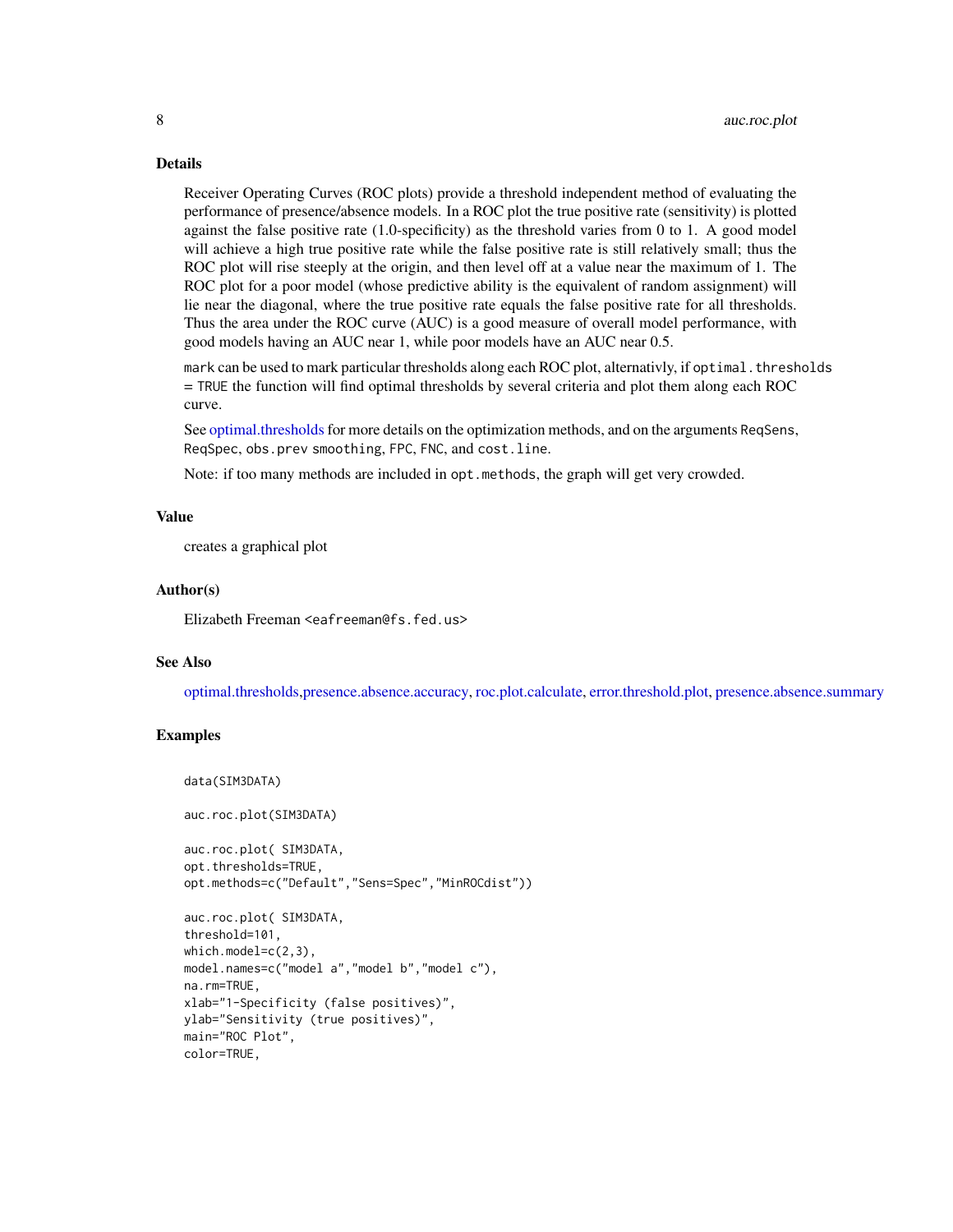## Details

Receiver Operating Curves (ROC plots) provide a threshold independent method of evaluating the performance of presence/absence models. In a ROC plot the true positive rate (sensitivity) is plotted against the false positive rate (1.0-specificity) as the threshold varies from 0 to 1. A good model will achieve a high true positive rate while the false positive rate is still relatively small; thus the ROC plot will rise steeply at the origin, and then level off at a value near the maximum of 1. The ROC plot for a poor model (whose predictive ability is the equivalent of random assignment) will lie near the diagonal, where the true positive rate equals the false positive rate for all thresholds. Thus the area under the ROC curve (AUC) is a good measure of overall model performance, with good models having an AUC near 1, while poor models have an AUC near 0.5.

`mark` can be used to mark particular thresholds along each ROC plot, alternativly, if `optimal.thresholds = TRUE` the function will find optimal thresholds by several criteria and plot them along each ROC curve.

See optimal.thresholds for more details on the optimization methods, and on the arguments `ReqSens`, `ReqSpec`, `obs.prev` `smoothing`, `FPC`, `FNC`, and `cost.line`.

Note: if too many methods are included in `opt.methods`, the graph will get very crowded.

## Value

creates a graphical plot

## Author(s)

Elizabeth Freeman <eafreeman@fs.fed.us>

## See Also

optimal.thresholds,presence.absence.accuracy, roc.plot.calculate, error.threshold.plot, presence.absence.summary

## Examples

```
data(SIM3DATA)

auc.roc.plot(SIM3DATA)

auc.roc.plot( SIM3DATA,
opt.thresholds=TRUE,
opt.methods=c("Default","Sens=Spec","MinROCdist"))

auc.roc.plot( SIM3DATA,
threshold=101,
which.model=c(2,3),
model.names=c("model a","model b","model c"),
na.rm=TRUE,
xlab="1-Specificity (false positives)",
ylab="Sensitivity (true positives)",
main="ROC Plot",
color=TRUE,
```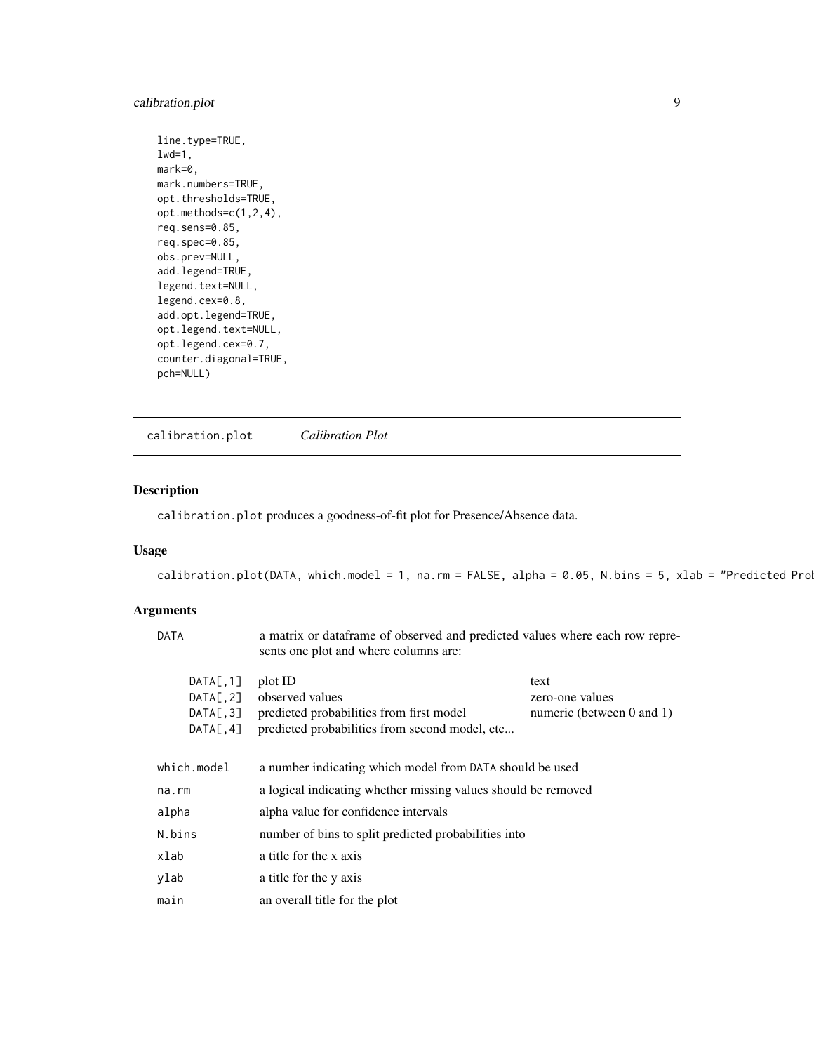```
line.type=TRUE,
lwd=1,
mark=0,
mark.numbers=TRUE,
opt.thresholds=TRUE,
opt.methods=c(1,2,4),
req.sens=0.85,
req.spec=0.85,
obs.prev=NULL,
add.legend=TRUE,
legend.text=NULL,
legend.cex=0.8,
add.opt.legend=TRUE,
opt.legend.text=NULL,
opt.legend.cex=0.7,
counter.diagonal=TRUE,
pch=NULL)
```

---

`calibration.plot` *Calibration Plot*

---

## Description

`calibration.plot` produces a goodness-of-fit plot for Presence/Absence data.

## Usage

```
calibration.plot(DATA, which.model = 1, na.rm = FALSE, alpha = 0.05, N.bins = 5, xlab = "Predicted Prob
```

## Arguments

`DATA` a matrix or dataframe of observed and predicted values where each row represents one plot and where columns are:

| | | |
|---|---|---|
| `DATA[,1]` | plot ID | text |
| `DATA[,2]` | observed values | zero-one values |
| `DATA[,3]` | predicted probabilities from first model | numeric (between 0 and 1) |
| `DATA[,4]` | predicted probabilities from second model, etc... | |

| | |
|---|---|
| `which.model` | a number indicating which model from `DATA` should be used |
| `na.rm` | a logical indicating whether missing values should be removed |
| `alpha` | alpha value for confidence intervals |
| `N.bins` | number of bins to split predicted probabilities into |
| `xlab` | a title for the x axis |
| `ylab` | a title for the y axis |
| `main` | an overall title for the plot |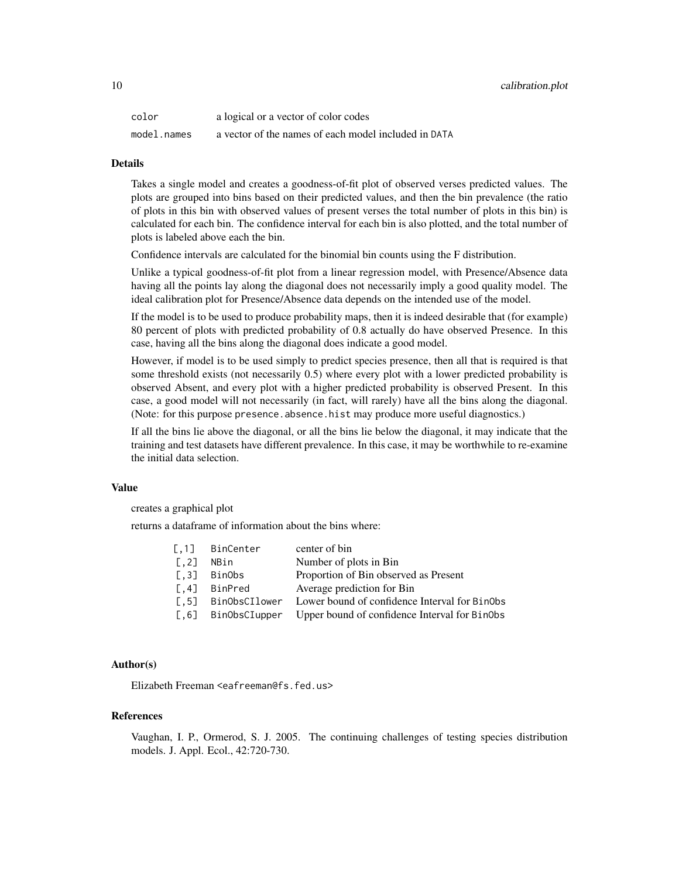| | |
|---|---|
| `color` | a logical or a vector of color codes |
| `model.names` | a vector of the names of each model included in `DATA` |

### Details

Takes a single model and creates a goodness-of-fit plot of observed verses predicted values. The plots are grouped into bins based on their predicted values, and then the bin prevalence (the ratio of plots in this bin with observed values of present verses the total number of plots in this bin) is calculated for each bin. The confidence interval for each bin is also plotted, and the total number of plots is labeled above each the bin.

Confidence intervals are calculated for the binomial bin counts using the F distribution.

Unlike a typical goodness-of-fit plot from a linear regression model, with Presence/Absence data having all the points lay along the diagonal does not necessarily imply a good quality model. The ideal calibration plot for Presence/Absence data depends on the intended use of the model.

If the model is to be used to produce probability maps, then it is indeed desirable that (for example) 80 percent of plots with predicted probability of 0.8 actually do have observed Presence. In this case, having all the bins along the diagonal does indicate a good model.

However, if model is to be used simply to predict species presence, then all that is required is that some threshold exists (not necessarily 0.5) where every plot with a lower predicted probability is observed Absent, and every plot with a higher predicted probability is observed Present. In this case, a good model will not necessarily (in fact, will rarely) have all the bins along the diagonal. (Note: for this purpose `presence.absence.hist` may produce more useful diagnostics.)

If all the bins lie above the diagonal, or all the bins lie below the diagonal, it may indicate that the training and test datasets have different prevalence. In this case, it may be worthwhile to re-examine the initial data selection.

### Value

creates a graphical plot

returns a dataframe of information about the bins where:

| | | |
|---|---|---|
| [,1] | `BinCenter` | center of bin |
| [,2] | `NBin` | Number of plots in Bin |
| [,3] | `BinObs` | Proportion of Bin observed as Present |
| [,4] | `BinPred` | Average prediction for Bin |
| [,5] | `BinObsCIlower` | Lower bound of confidence Interval for `BinObs` |
| [,6] | `BinObsCIupper` | Upper bound of confidence Interval for `BinObs` |

### Author(s)

Elizabeth Freeman <eafreeman@fs.fed.us>

### References

Vaughan, I. P., Ormerod, S. J. 2005. The continuing challenges of testing species distribution models. J. Appl. Ecol., 42:720-730.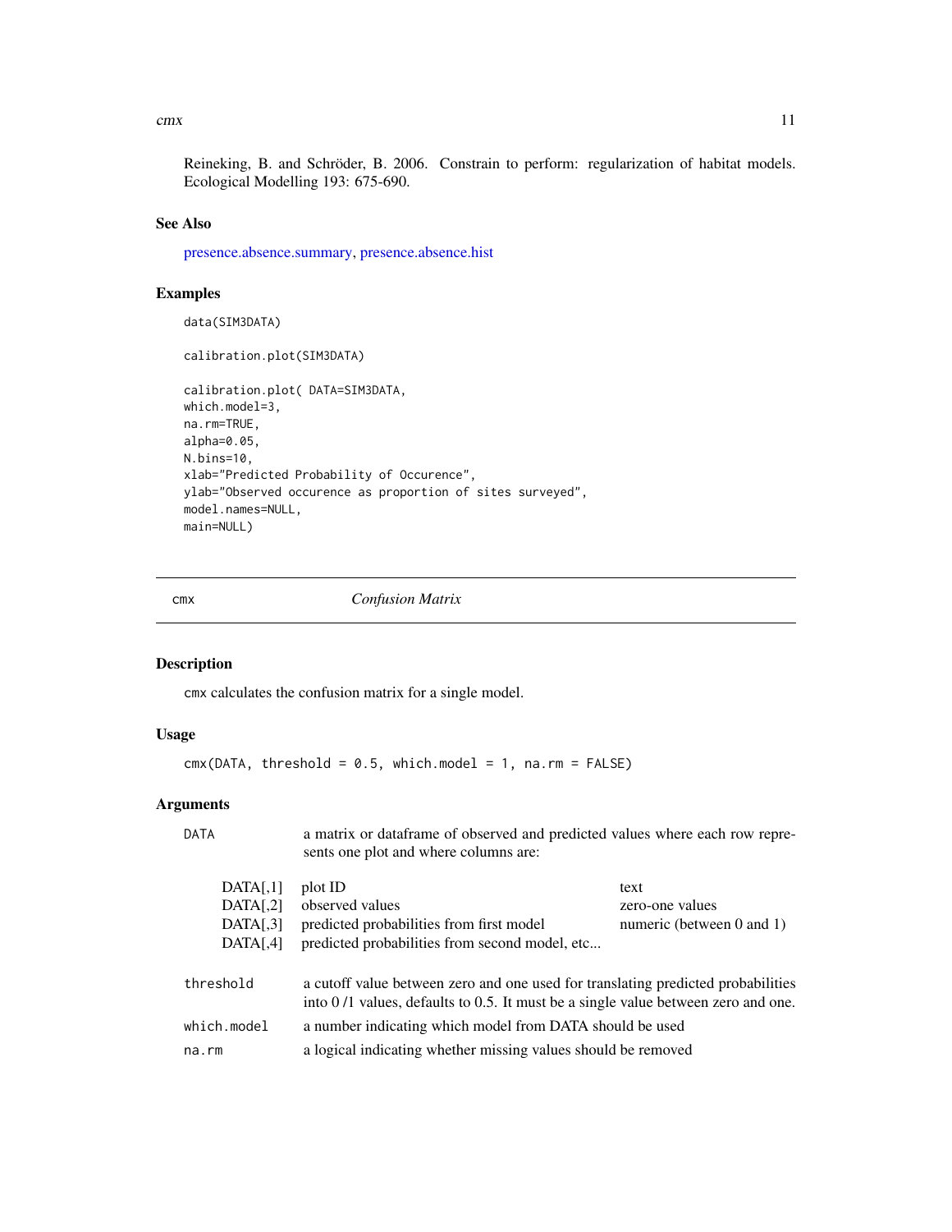Reineking, B. and Schröder, B. 2006. Constrain to perform: regularization of habitat models. Ecological Modelling 193: 675-690.

## See Also

presence.absence.summary, presence.absence.hist

## Examples

```
data(SIM3DATA)

calibration.plot(SIM3DATA)

calibration.plot( DATA=SIM3DATA,
which.model=3,
na.rm=TRUE,
alpha=0.05,
N.bins=10,
xlab="Predicted Probability of Occurence",
ylab="Observed occurence as proportion of sites surveyed",
model.names=NULL,
main=NULL)
```

---

# cmx *Confusion Matrix*

---

## Description

`cmx` calculates the confusion matrix for a single model.

## Usage

```
cmx(DATA, threshold = 0.5, which.model = 1, na.rm = FALSE)
```

## Arguments

`DATA` a matrix or dataframe of observed and predicted values where each row represents one plot and where columns are:

| | | |
|---|---|---|
| DATA[,1] | plot ID | text |
| DATA[,2] | observed values | zero-one values |
| DATA[,3] | predicted probabilities from first model | numeric (between 0 and 1) |
| DATA[,4] | predicted probabilities from second model, etc... | |

`threshold` a cutoff value between zero and one used for translating predicted probabilities into 0 /1 values, defaults to 0.5. It must be a single value between zero and one.

`which.model` a number indicating which model from DATA should be used

`na.rm` a logical indicating whether missing values should be removed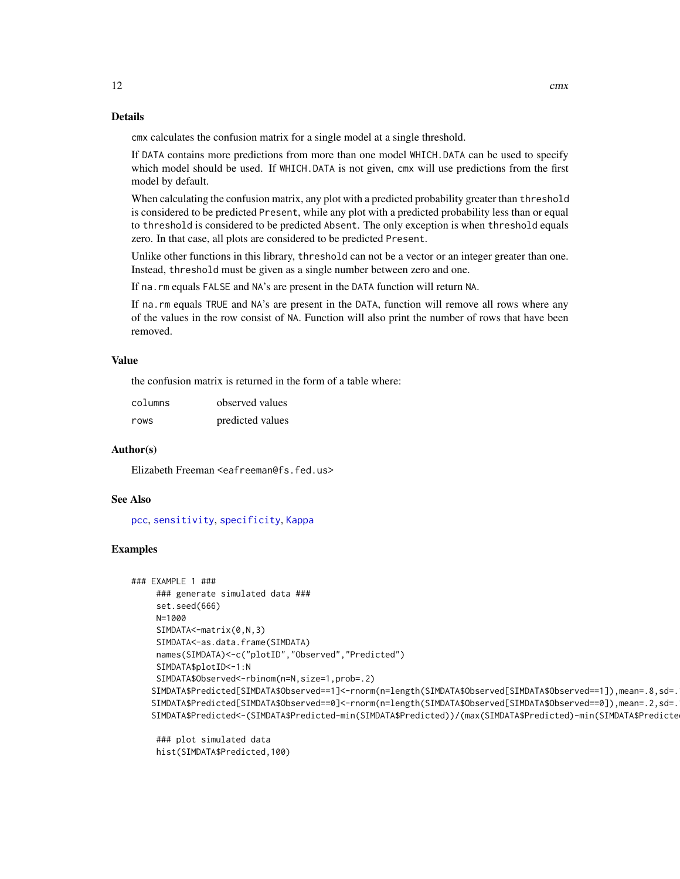## Details

cmx calculates the confusion matrix for a single model at a single threshold.

If DATA contains more predictions from more than one model WHICH.DATA can be used to specify which model should be used. If WHICH.DATA is not given, cmx will use predictions from the first model by default.

When calculating the confusion matrix, any plot with a predicted probability greater than threshold is considered to be predicted Present, while any plot with a predicted probability less than or equal to threshold is considered to be predicted Absent. The only exception is when threshold equals zero. In that case, all plots are considered to be predicted Present.

Unlike other functions in this library, threshold can not be a vector or an integer greater than one. Instead, threshold must be given as a single number between zero and one.

If na.rm equals FALSE and NA's are present in the DATA function will return NA.

If na.rm equals TRUE and NA's are present in the DATA, function will remove all rows where any of the values in the row consist of NA. Function will also print the number of rows that have been removed.

## Value

the confusion matrix is returned in the form of a table where:

| | |
|---|---|
| columns | observed values |
| rows | predicted values |

## Author(s)

Elizabeth Freeman <eafreeman@fs.fed.us>

## See Also

pcc, sensitivity, specificity, Kappa

## Examples

```
### EXAMPLE 1 ###
     ### generate simulated data ###
     set.seed(666)
     N=1000
     SIMDATA<-matrix(0,N,3)
     SIMDATA<-as.data.frame(SIMDATA)
     names(SIMDATA)<-c("plotID","Observed","Predicted")
     SIMDATA$plotID<-1:N
     SIMDATA$Observed<-rbinom(n=N,size=1,prob=.2)
    SIMDATA$Predicted[SIMDATA$Observed==1]<-rnorm(n=length(SIMDATA$Observed[SIMDATA$Observed==1]),mean=.8,sd=.
    SIMDATA$Predicted[SIMDATA$Observed==0]<-rnorm(n=length(SIMDATA$Observed[SIMDATA$Observed==0]),mean=.2,sd=.
    SIMDATA$Predicted<-(SIMDATA$Predicted-min(SIMDATA$Predicted))/(max(SIMDATA$Predicted)-min(SIMDATA$Predicte

     ### plot simulated data
     hist(SIMDATA$Predicted,100)
```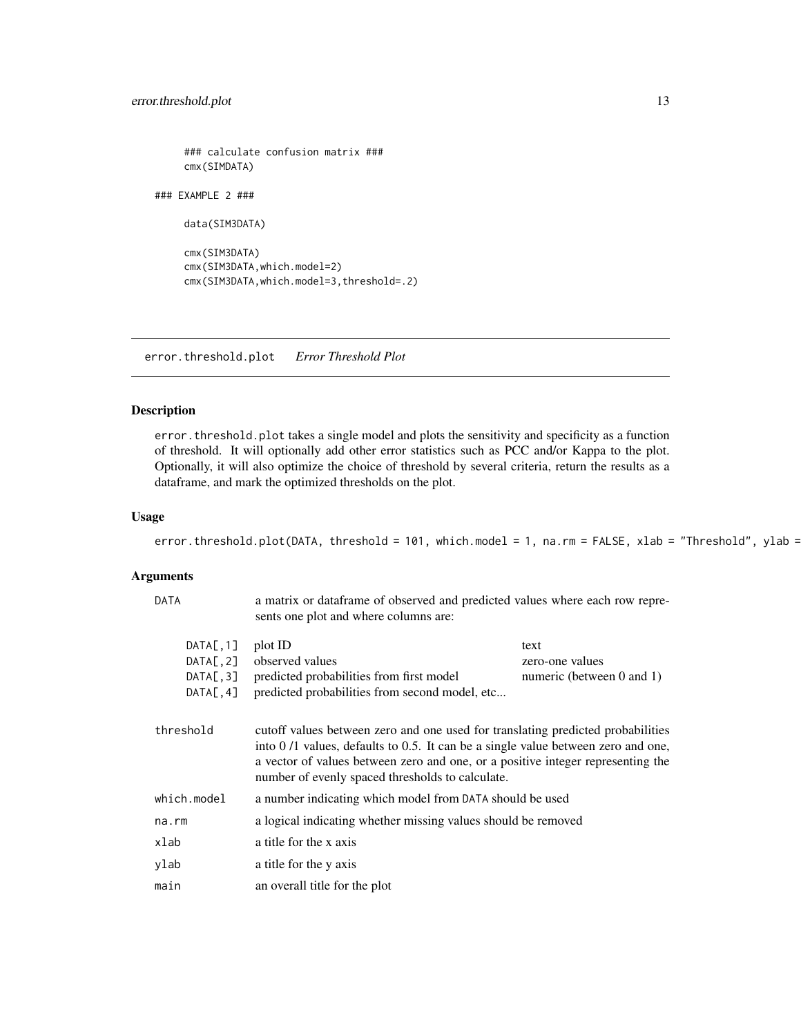```
### calculate confusion matrix ###
cmx(SIMDATA)

### EXAMPLE 2 ###

data(SIM3DATA)

cmx(SIM3DATA)
cmx(SIM3DATA,which.model=2)
cmx(SIM3DATA,which.model=3,threshold=.2)
```

## error.threshold.plot *Error Threshold Plot*

### Description

error.threshold.plot takes a single model and plots the sensitivity and specificity as a function of threshold. It will optionally add other error statistics such as PCC and/or Kappa to the plot. Optionally, it will also optimize the choice of threshold by several criteria, return the results as a dataframe, and mark the optimized thresholds on the plot.

### Usage

```
error.threshold.plot(DATA, threshold = 101, which.model = 1, na.rm = FALSE, xlab = "Threshold", ylab =
```

### Arguments

**DATA** a matrix or dataframe of observed and predicted values where each row represents one plot and where columns are:

| | | |
|---|---|---|
| DATA[,1] | plot ID | text |
| DATA[,2] | observed values | zero-one values |
| DATA[,3] | predicted probabilities from first model | numeric (between 0 and 1) |
| DATA[,4] | predicted probabilities from second model, etc... | |

**threshold** cutoff values between zero and one used for translating predicted probabilities into 0 /1 values, defaults to 0.5. It can be a single value between zero and one, a vector of values between zero and one, or a positive integer representing the number of evenly spaced thresholds to calculate.

**which.model** a number indicating which model from DATA should be used

**na.rm** a logical indicating whether missing values should be removed

**xlab** a title for the x axis

**ylab** a title for the y axis

**main** an overall title for the plot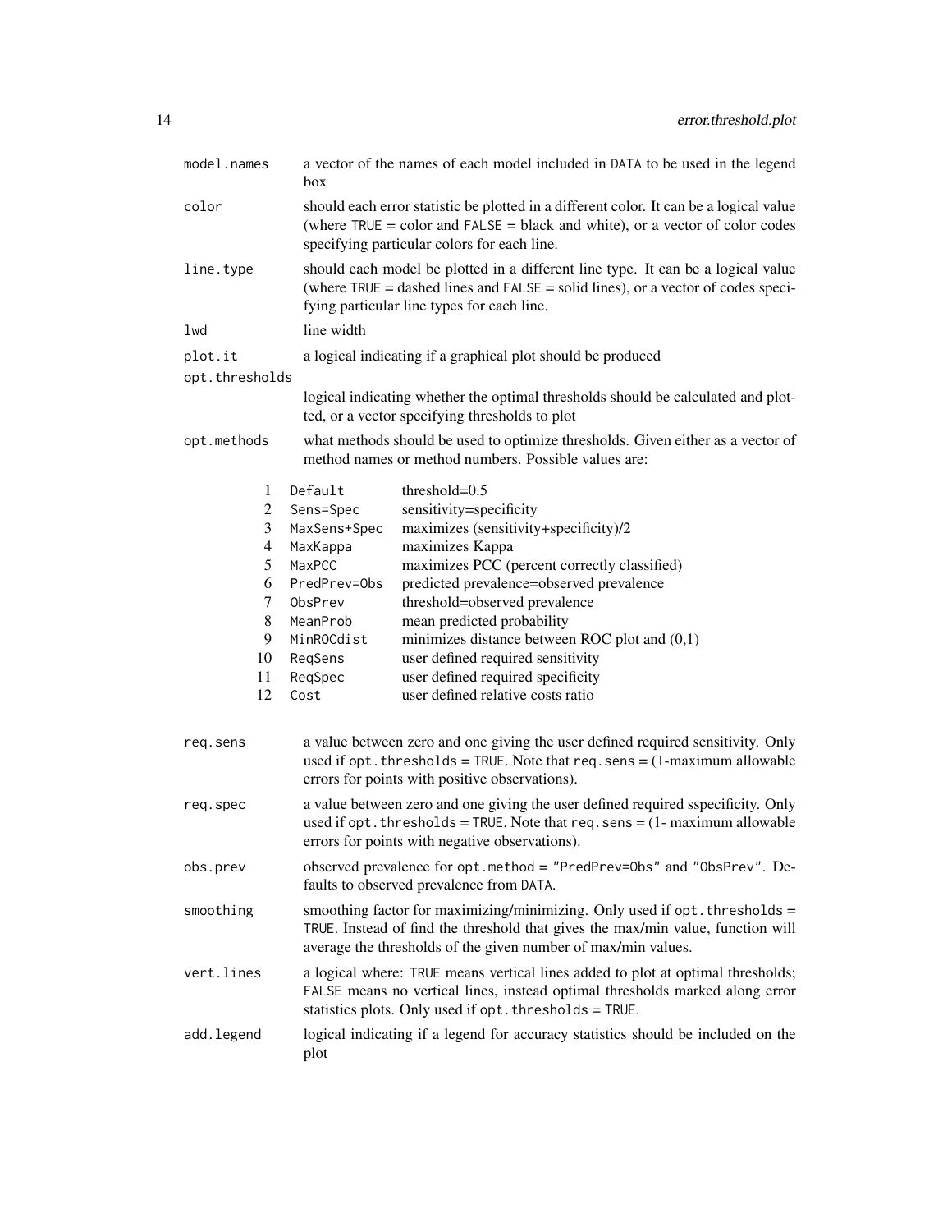| | |
|---|---|
| `model.names` | a vector of the names of each model included in `DATA` to be used in the legend box |
| `color` | should each error statistic be plotted in a different color. It can be a logical value (where `TRUE` = color and `FALSE` = black and white), or a vector of color codes specifying particular colors for each line. |
| `line.type` | should each model be plotted in a different line type. It can be a logical value (where `TRUE` = dashed lines and `FALSE` = solid lines), or a vector of codes specifying particular line types for each line. |
| `lwd` | line width |
| `plot.it` | a logical indicating if a graphical plot should be produced |
| `opt.thresholds` | logical indicating whether the optimal thresholds should be calculated and plotted, or a vector specifying thresholds to plot |
| `opt.methods` | what methods should be used to optimize thresholds. Given either as a vector of method names or method numbers. Possible values are: |

| | | |
|---|---|---|
| 1 | `Default` | threshold=0.5 |
| 2 | `Sens=Spec` | sensitivity=specificity |
| 3 | `MaxSens+Spec` | maximizes (sensitivity+specificity)/2 |
| 4 | `MaxKappa` | maximizes Kappa |
| 5 | `MaxPCC` | maximizes PCC (percent correctly classified) |
| 6 | `PredPrev=Obs` | predicted prevalence=observed prevalence |
| 7 | `ObsPrev` | threshold=observed prevalence |
| 8 | `MeanProb` | mean predicted probability |
| 9 | `MinROCdist` | minimizes distance between ROC plot and (0,1) |
| 10 | `ReqSens` | user defined required sensitivity |
| 11 | `ReqSpec` | user defined required specificity |
| 12 | `Cost` | user defined relative costs ratio |

| | |
|---|---|
| `req.sens` | a value between zero and one giving the user defined required sensitivity. Only used if `opt.thresholds = TRUE`. Note that `req.sens` = (1-maximum allowable errors for points with positive observations). |
| `req.spec` | a value between zero and one giving the user defined required sspecificity. Only used if `opt.thresholds = TRUE`. Note that `req.sens` = (1- maximum allowable errors for points with negative observations). |
| `obs.prev` | observed prevalence for `opt.method = "PredPrev=Obs"` and `"ObsPrev"`. Defaults to observed prevalence from `DATA`. |
| `smoothing` | smoothing factor for maximizing/minimizing. Only used if `opt.thresholds = TRUE`. Instead of find the threshold that gives the max/min value, function will average the thresholds of the given number of max/min values. |
| `vert.lines` | a logical where: `TRUE` means vertical lines added to plot at optimal thresholds; `FALSE` means no vertical lines, instead optimal thresholds marked along error statistics plots. Only used if `opt.thresholds = TRUE`. |
| `add.legend` | logical indicating if a legend for accuracy statistics should be included on the plot |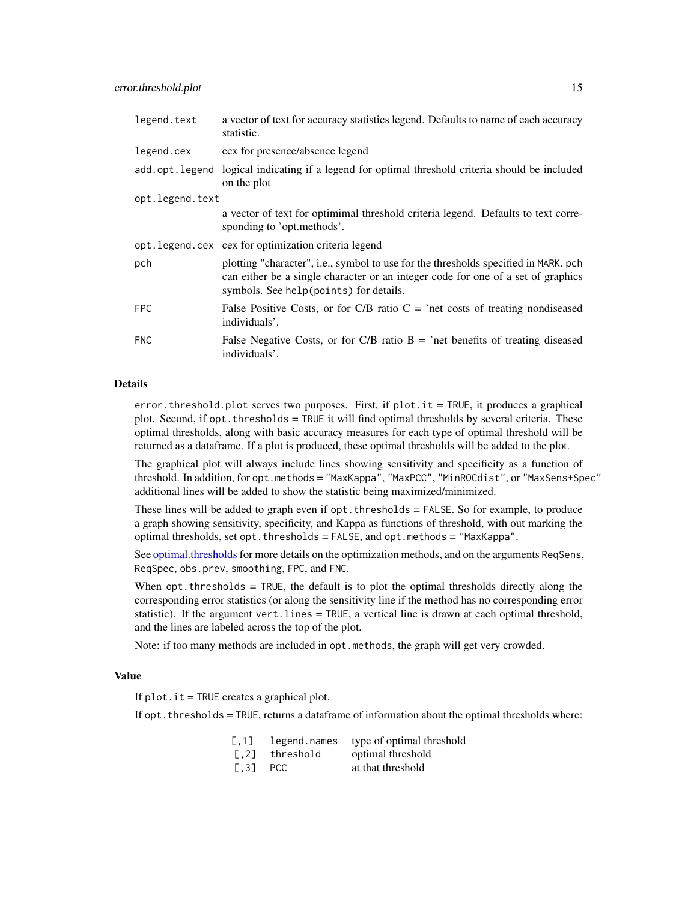| | |
|---|---|
| `legend.text` | a vector of text for accuracy statistics legend. Defaults to name of each accuracy statistic. |
| `legend.cex` | cex for presence/absence legend |
| `add.opt.legend` | logical indicating if a legend for optimal threshold criteria should be included on the plot |
| `opt.legend.text` | a vector of text for optimimal threshold criteria legend. Defaults to text corresponding to 'opt.methods'. |
| `opt.legend.cex` | cex for optimization criteria legend |
| `pch` | plotting "character", i.e., symbol to use for the thresholds specified in `MARK`. `pch` can either be a single character or an integer code for one of a set of graphics symbols. See `help(points)` for details. |
| `FPC` | False Positive Costs, or for C/B ratio C = 'net costs of treating nondiseased individuals'. |
| `FNC` | False Negative Costs, or for C/B ratio B = 'net benefits of treating diseased individuals'. |

## Details

`error.threshold.plot` serves two purposes. First, if `plot.it = TRUE`, it produces a graphical plot. Second, if `opt.thresholds = TRUE` it will find optimal thresholds by several criteria. These optimal thresholds, along with basic accuracy measures for each type of optimal threshold will be returned as a dataframe. If a plot is produced, these optimal thresholds will be added to the plot.

The graphical plot will always include lines showing sensitivity and specificity as a function of threshold. In addition, for `opt.methods = "MaxKappa"`, `"MaxPCC"`, `"MinROCdist"`, or `"MaxSens+Spec"` additional lines will be added to show the statistic being maximized/minimized.

These lines will be added to graph even if `opt.thresholds = FALSE`. So for example, to produce a graph showing sensitivity, specificity, and Kappa as functions of threshold, with out marking the optimal thresholds, set `opt.thresholds = FALSE`, and `opt.methods = "MaxKappa"`.

See optimal.thresholds for more details on the optimization methods, and on the arguments `ReqSens`, `ReqSpec`, `obs.prev`, `smoothing`, `FPC`, and `FNC`.

When `opt.thresholds = TRUE`, the default is to plot the optimal thresholds directly along the corresponding error statistics (or along the sensitivity line if the method has no corresponding error statistic). If the argument `vert.lines = TRUE`, a vertical line is drawn at each optimal threshold, and the lines are labeled across the top of the plot.

Note: if too many methods are included in `opt.methods`, the graph will get very crowded.

## Value

If `plot.it = TRUE` creates a graphical plot.

If `opt.thresholds = TRUE`, returns a dataframe of information about the optimal thresholds where:

| | | |
|---|---|---|
| [,1] | `legend.names` | type of optimal threshold |
| [,2] | `threshold` | optimal threshold |
| [,3] | `PCC` | at that threshold |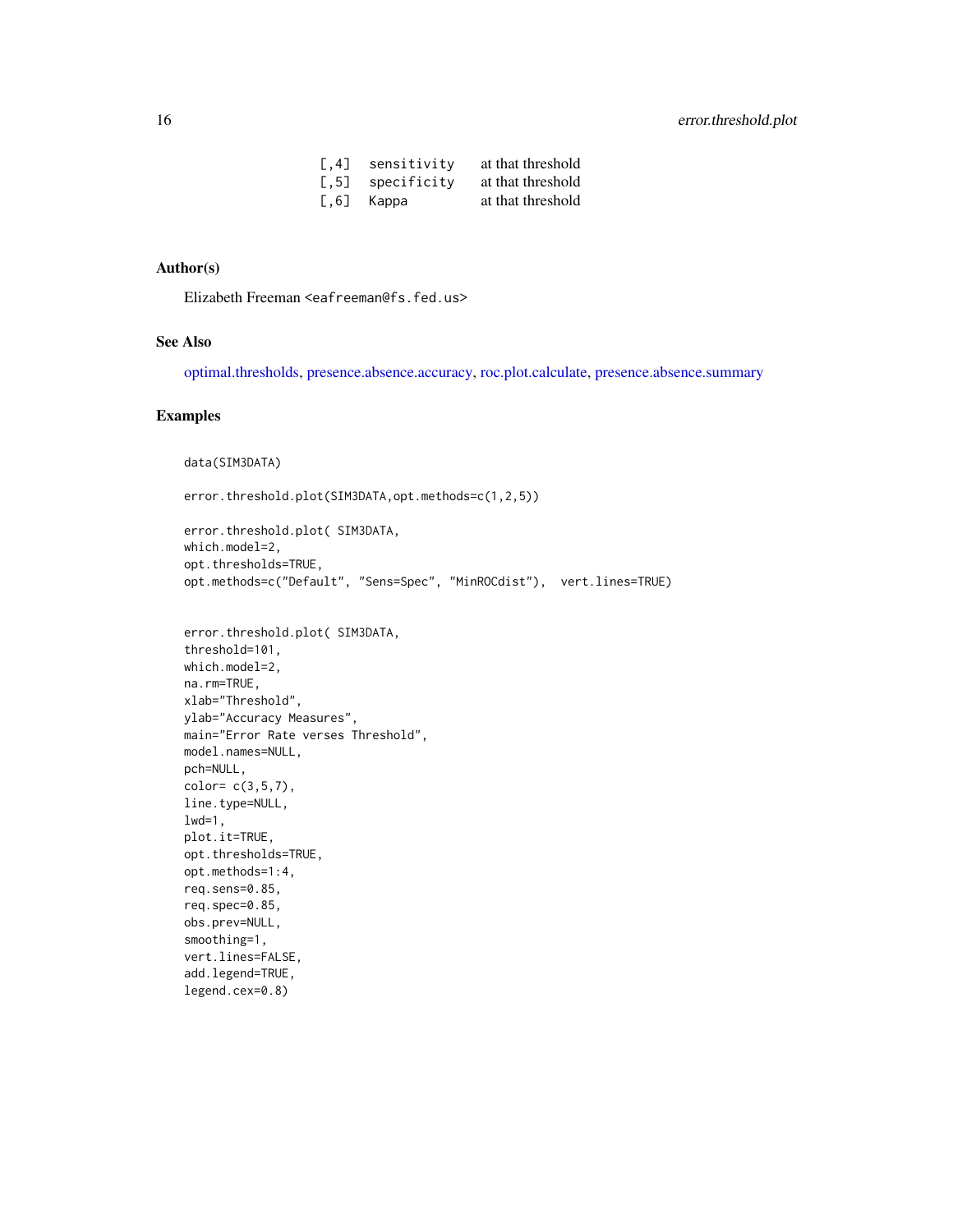| | | |
|---|---|---|
| [,4] | sensitivity | at that threshold |
| [,5] | specificity | at that threshold |
| [,6] | Kappa | at that threshold |

## Author(s)

Elizabeth Freeman <eafreeman@fs.fed.us>

## See Also

optimal.thresholds, presence.absence.accuracy, roc.plot.calculate, presence.absence.summary

## Examples

```
data(SIM3DATA)

error.threshold.plot(SIM3DATA,opt.methods=c(1,2,5))

error.threshold.plot( SIM3DATA,
which.model=2,
opt.thresholds=TRUE,
opt.methods=c("Default", "Sens=Spec", "MinROCdist"),  vert.lines=TRUE)


error.threshold.plot( SIM3DATA,
threshold=101,
which.model=2,
na.rm=TRUE,
xlab="Threshold",
ylab="Accuracy Measures",
main="Error Rate verses Threshold",
model.names=NULL,
pch=NULL,
color= c(3,5,7),
line.type=NULL,
lwd=1,
plot.it=TRUE,
opt.thresholds=TRUE,
opt.methods=1:4,
req.sens=0.85,
req.spec=0.85,
obs.prev=NULL,
smoothing=1,
vert.lines=FALSE,
add.legend=TRUE,
legend.cex=0.8)
```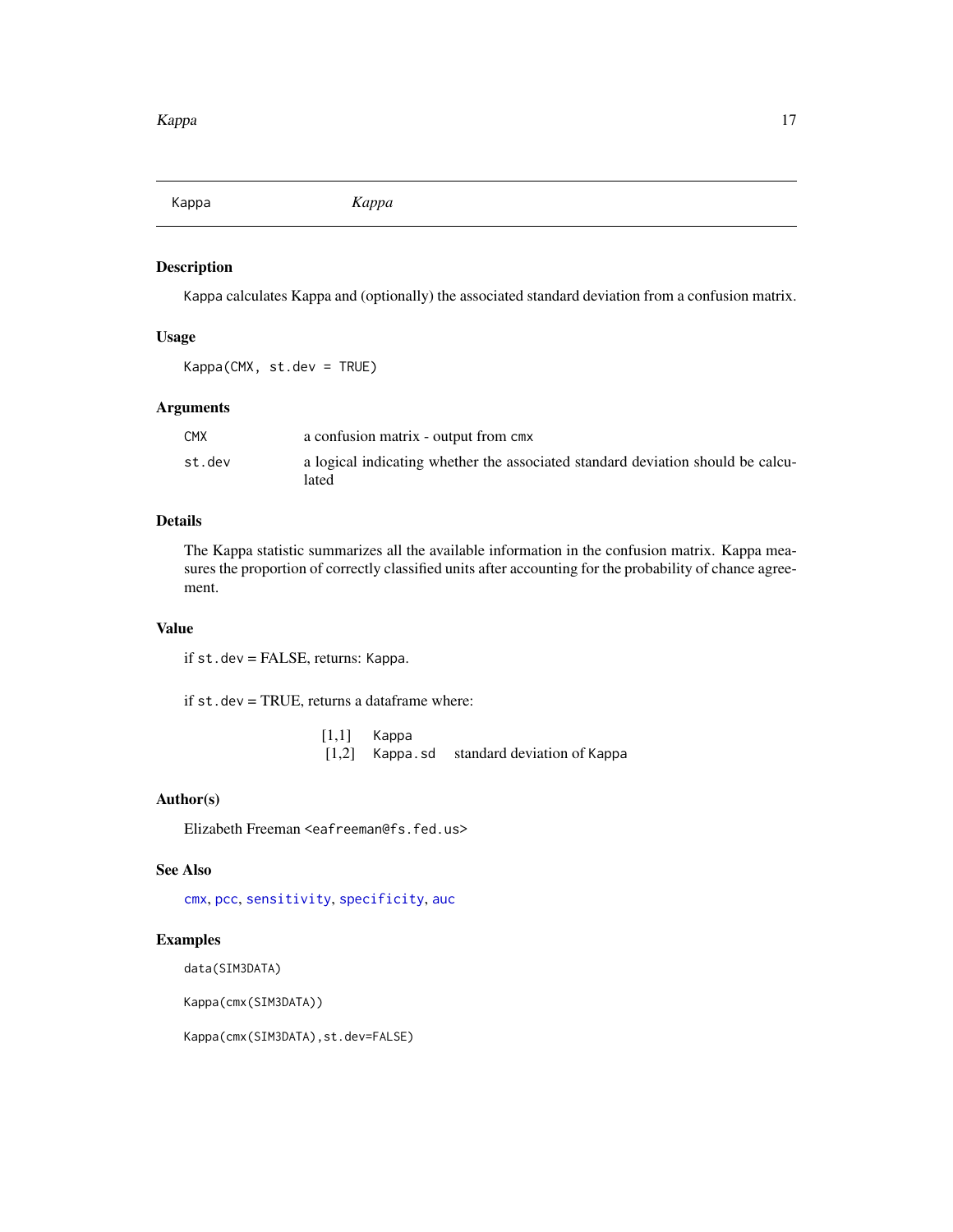| Kappa | *Kappa* |
|---|---|

## Description

Kappa calculates Kappa and (optionally) the associated standard deviation from a confusion matrix.

## Usage

```
Kappa(CMX, st.dev = TRUE)
```

## Arguments

| | |
|---|---|
| CMX | a confusion matrix - output from cmx |
| st.dev | a logical indicating whether the associated standard deviation should be calculated |

## Details

The Kappa statistic summarizes all the available information in the confusion matrix. Kappa measures the proportion of correctly classified units after accounting for the probability of chance agreement.

## Value

if st.dev = FALSE, returns: Kappa.

if st.dev = TRUE, returns a dataframe where:

| | | |
|---|---|---|
| [1,1] | Kappa | |
| [1,2] | Kappa.sd | standard deviation of Kappa |

## Author(s)

Elizabeth Freeman <eafreeman@fs.fed.us>

## See Also

cmx, pcc, sensitivity, specificity, auc

## Examples

```
data(SIM3DATA)

Kappa(cmx(SIM3DATA))

Kappa(cmx(SIM3DATA),st.dev=FALSE)
```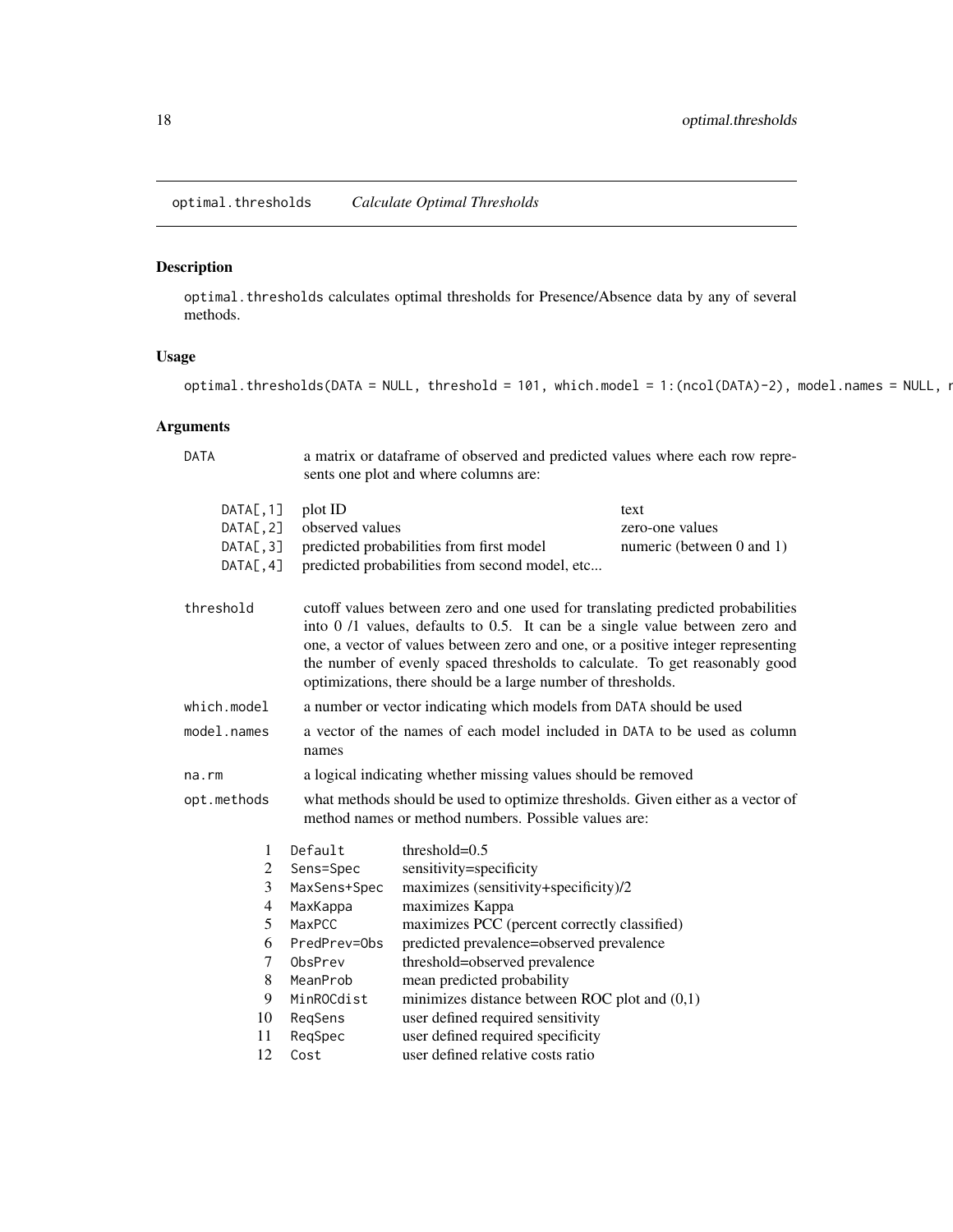## optimal.thresholds — *Calculate Optimal Thresholds*

### Description

`optimal.thresholds` calculates optimal thresholds for Presence/Absence data by any of several methods.

### Usage

```
optimal.thresholds(DATA = NULL, threshold = 101, which.model = 1:(ncol(DATA)-2), model.names = NULL, r
```

### Arguments

`DATA` — a matrix or dataframe of observed and predicted values where each row represents one plot and where columns are:

| | | |
|---|---|---|
| `DATA[,1]` | plot ID | text |
| `DATA[,2]` | observed values | zero-one values |
| `DATA[,3]` | predicted probabilities from first model | numeric (between 0 and 1) |
| `DATA[,4]` | predicted probabilities from second model, etc... | |

`threshold` — cutoff values between zero and one used for translating predicted probabilities into 0 /1 values, defaults to 0.5. It can be a single value between zero and one, a vector of values between zero and one, or a positive integer representing the number of evenly spaced thresholds to calculate. To get reasonably good optimizations, there should be a large number of thresholds.

`which.model` — a number or vector indicating which models from `DATA` should be used

`model.names` — a vector of the names of each model included in `DATA` to be used as column names

`na.rm` — a logical indicating whether missing values should be removed

`opt.methods` — what methods should be used to optimize thresholds. Given either as a vector of method names or method numbers. Possible values are:

| | | |
|---|---|---|
| 1 | `Default` | threshold=0.5 |
| 2 | `Sens=Spec` | sensitivity=specificity |
| 3 | `MaxSens+Spec` | maximizes (sensitivity+specificity)/2 |
| 4 | `MaxKappa` | maximizes Kappa |
| 5 | `MaxPCC` | maximizes PCC (percent correctly classified) |
| 6 | `PredPrev=Obs` | predicted prevalence=observed prevalence |
| 7 | `ObsPrev` | threshold=observed prevalence |
| 8 | `MeanProb` | mean predicted probability |
| 9 | `MinROCdist` | minimizes distance between ROC plot and (0,1) |
| 10 | `ReqSens` | user defined required sensitivity |
| 11 | `ReqSpec` | user defined required specificity |
| 12 | `Cost` | user defined relative costs ratio |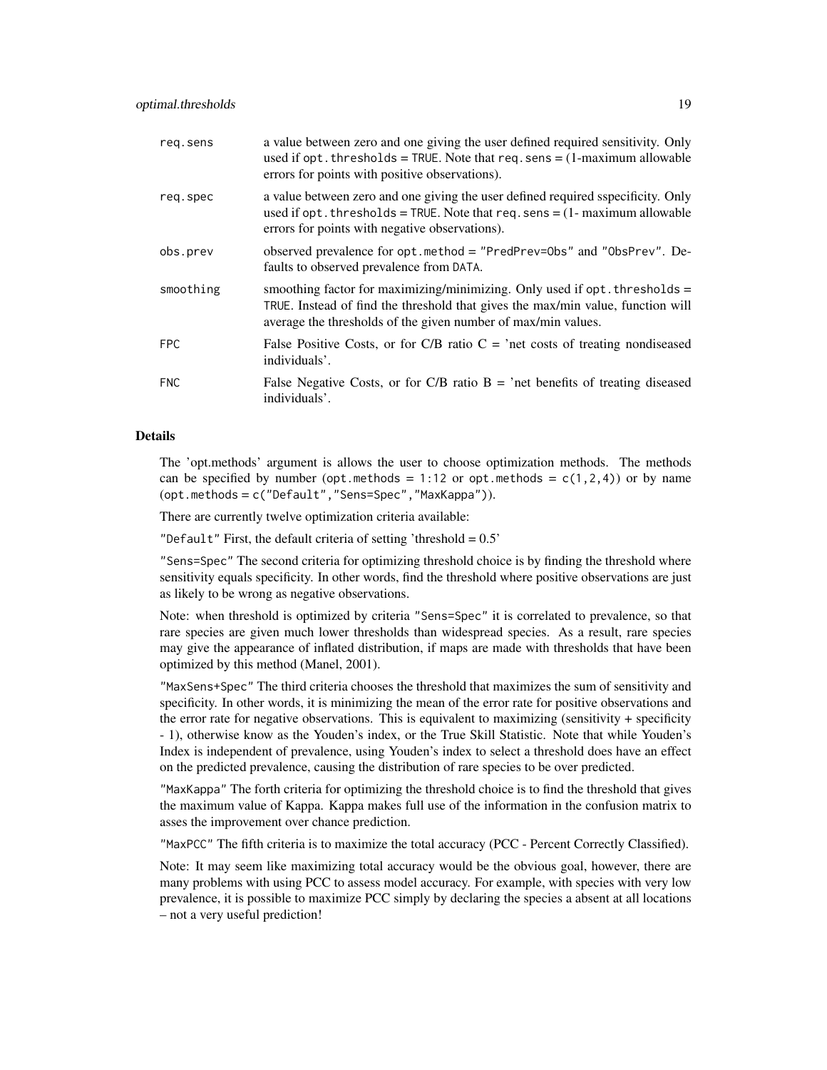| | |
|---|---|
| req.sens | a value between zero and one giving the user defined required sensitivity. Only used if opt.thresholds = TRUE. Note that req.sens = (1-maximum allowable errors for points with positive observations). |
| req.spec | a value between zero and one giving the user defined required sspecificity. Only used if opt.thresholds = TRUE. Note that req.sens = (1- maximum allowable errors for points with negative observations). |
| obs.prev | observed prevalence for opt.method = "PredPrev=Obs" and "ObsPrev". Defaults to observed prevalence from DATA. |
| smoothing | smoothing factor for maximizing/minimizing. Only used if opt.thresholds = TRUE. Instead of find the threshold that gives the max/min value, function will average the thresholds of the given number of max/min values. |
| FPC | False Positive Costs, or for C/B ratio C = 'net costs of treating nondiseased individuals'. |
| FNC | False Negative Costs, or for C/B ratio B = 'net benefits of treating diseased individuals'. |

### Details

The 'opt.methods' argument is allows the user to choose optimization methods. The methods can be specified by number (opt.methods = 1:12 or opt.methods = c(1,2,4)) or by name (opt.methods = c("Default","Sens=Spec","MaxKappa")).

There are currently twelve optimization criteria available:

"Default" First, the default criteria of setting 'threshold = 0.5'

"Sens=Spec" The second criteria for optimizing threshold choice is by finding the threshold where sensitivity equals specificity. In other words, find the threshold where positive observations are just as likely to be wrong as negative observations.

Note: when threshold is optimized by criteria "Sens=Spec" it is correlated to prevalence, so that rare species are given much lower thresholds than widespread species. As a result, rare species may give the appearance of inflated distribution, if maps are made with thresholds that have been optimized by this method (Manel, 2001).

"MaxSens+Spec" The third criteria chooses the threshold that maximizes the sum of sensitivity and specificity. In other words, it is minimizing the mean of the error rate for positive observations and the error rate for negative observations. This is equivalent to maximizing (sensitivity + specificity - 1), otherwise know as the Youden's index, or the True Skill Statistic. Note that while Youden's Index is independent of prevalence, using Youden's index to select a threshold does have an effect on the predicted prevalence, causing the distribution of rare species to be over predicted.

"MaxKappa" The forth criteria for optimizing the threshold choice is to find the threshold that gives the maximum value of Kappa. Kappa makes full use of the information in the confusion matrix to asses the improvement over chance prediction.

"MaxPCC" The fifth criteria is to maximize the total accuracy (PCC - Percent Correctly Classified).

Note: It may seem like maximizing total accuracy would be the obvious goal, however, there are many problems with using PCC to assess model accuracy. For example, with species with very low prevalence, it is possible to maximize PCC simply by declaring the species a absent at all locations – not a very useful prediction!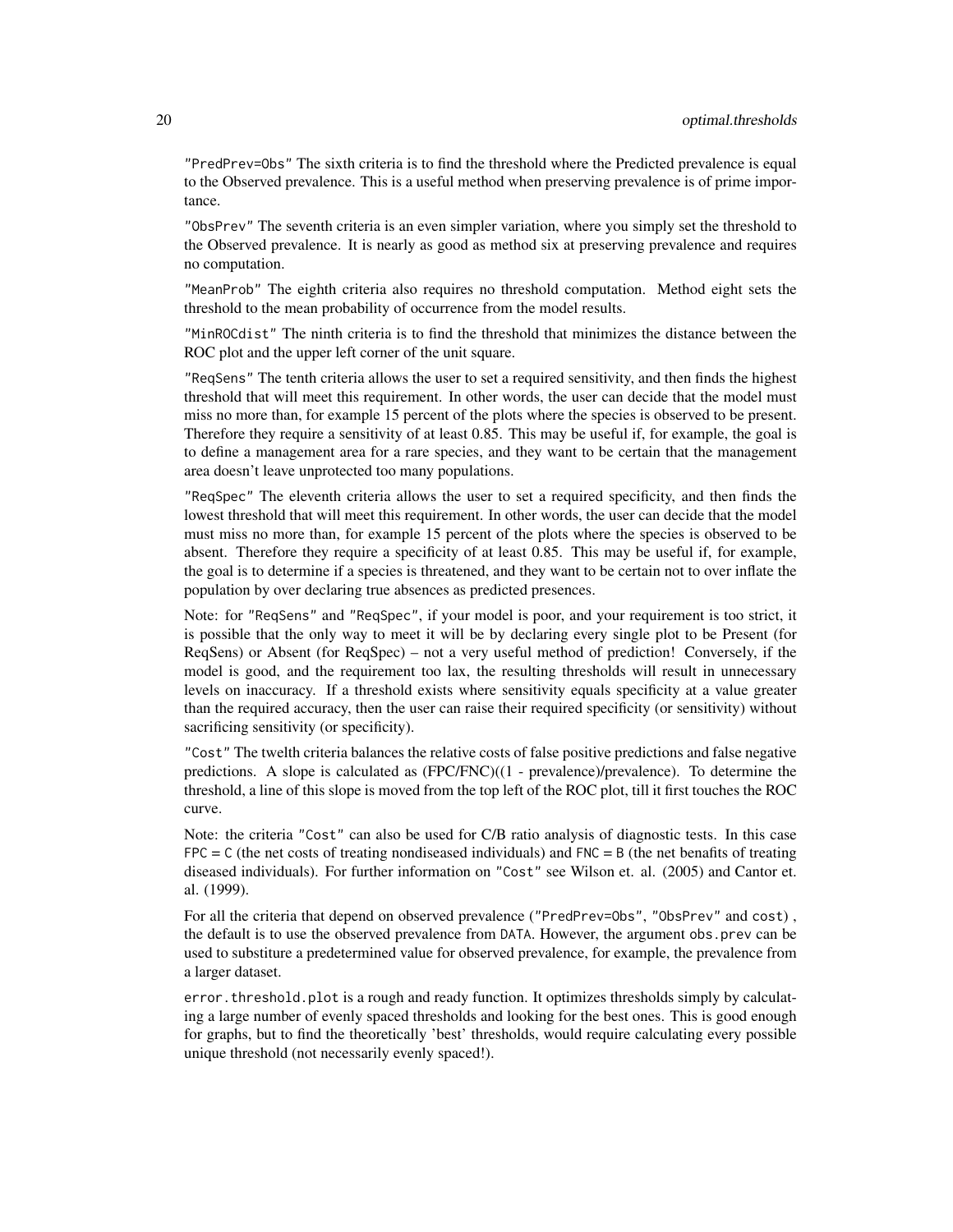"PredPrev=Obs" The sixth criteria is to find the threshold where the Predicted prevalence is equal to the Observed prevalence. This is a useful method when preserving prevalence is of prime importance.

"ObsPrev" The seventh criteria is an even simpler variation, where you simply set the threshold to the Observed prevalence. It is nearly as good as method six at preserving prevalence and requires no computation.

"MeanProb" The eighth criteria also requires no threshold computation. Method eight sets the threshold to the mean probability of occurrence from the model results.

"MinROCdist" The ninth criteria is to find the threshold that minimizes the distance between the ROC plot and the upper left corner of the unit square.

"ReqSens" The tenth criteria allows the user to set a required sensitivity, and then finds the highest threshold that will meet this requirement. In other words, the user can decide that the model must miss no more than, for example 15 percent of the plots where the species is observed to be present. Therefore they require a sensitivity of at least 0.85. This may be useful if, for example, the goal is to define a management area for a rare species, and they want to be certain that the management area doesn't leave unprotected too many populations.

"ReqSpec" The eleventh criteria allows the user to set a required specificity, and then finds the lowest threshold that will meet this requirement. In other words, the user can decide that the model must miss no more than, for example 15 percent of the plots where the species is observed to be absent. Therefore they require a specificity of at least 0.85. This may be useful if, for example, the goal is to determine if a species is threatened, and they want to be certain not to over inflate the population by over declaring true absences as predicted presences.

Note: for "ReqSens" and "ReqSpec", if your model is poor, and your requirement is too strict, it is possible that the only way to meet it will be by declaring every single plot to be Present (for ReqSens) or Absent (for ReqSpec) – not a very useful method of prediction! Conversely, if the model is good, and the requirement too lax, the resulting thresholds will result in unnecessary levels on inaccuracy. If a threshold exists where sensitivity equals specificity at a value greater than the required accuracy, then the user can raise their required specificity (or sensitivity) without sacrificing sensitivity (or specificity).

"Cost" The twelth criteria balances the relative costs of false positive predictions and false negative predictions. A slope is calculated as (FPC/FNC)((1 - prevalence)/prevalence). To determine the threshold, a line of this slope is moved from the top left of the ROC plot, till it first touches the ROC curve.

Note: the criteria "Cost" can also be used for C/B ratio analysis of diagnostic tests. In this case FPC = C (the net costs of treating nondiseased individuals) and FNC = B (the net benafits of treating diseased individuals). For further information on "Cost" see Wilson et. al. (2005) and Cantor et. al. (1999).

For all the criteria that depend on observed prevalence ("PredPrev=Obs", "ObsPrev" and cost), the default is to use the observed prevalence from DATA. However, the argument obs.prev can be used to substiture a predetermined value for observed prevalence, for example, the prevalence from a larger dataset.

error.threshold.plot is a rough and ready function. It optimizes thresholds simply by calculating a large number of evenly spaced thresholds and looking for the best ones. This is good enough for graphs, but to find the theoretically 'best' thresholds, would require calculating every possible unique threshold (not necessarily evenly spaced!).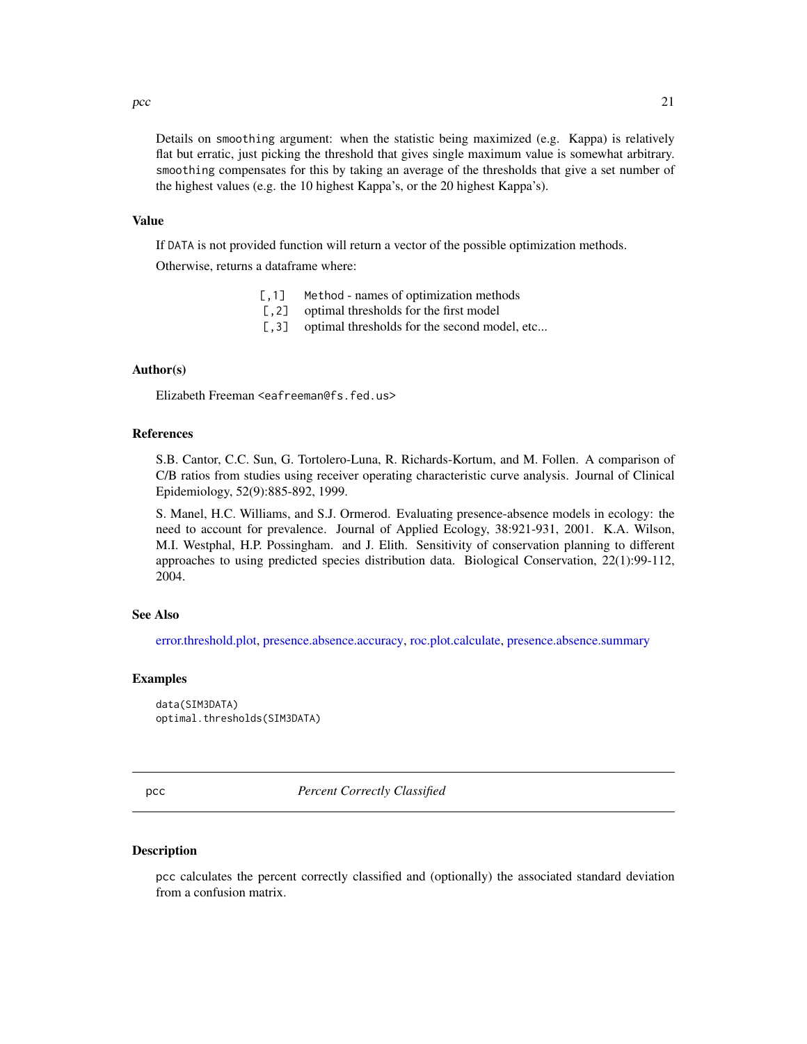Details on `smoothing` argument: when the statistic being maximized (e.g. Kappa) is relatively flat but erratic, just picking the threshold that gives single maximum value is somewhat arbitrary. `smoothing` compensates for this by taking an average of the thresholds that give a set number of the highest values (e.g. the 10 highest Kappa's, or the 20 highest Kappa's).

### Value

If `DATA` is not provided function will return a vector of the possible optimization methods.

Otherwise, returns a dataframe where:

| | |
|---|---|
| `[,1]` | `Method` - names of optimization methods |
| `[,2]` | optimal thresholds for the first model |
| `[,3]` | optimal thresholds for the second model, etc... |

### Author(s)

Elizabeth Freeman <eafreeman@fs.fed.us>

### References

S.B. Cantor, C.C. Sun, G. Tortolero-Luna, R. Richards-Kortum, and M. Follen. A comparison of C/B ratios from studies using receiver operating characteristic curve analysis. Journal of Clinical Epidemiology, 52(9):885-892, 1999.

S. Manel, H.C. Williams, and S.J. Ormerod. Evaluating presence-absence models in ecology: the need to account for prevalence. Journal of Applied Ecology, 38:921-931, 2001. K.A. Wilson, M.I. Westphal, H.P. Possingham. and J. Elith. Sensitivity of conservation planning to different approaches to using predicted species distribution data. Biological Conservation, 22(1):99-112, 2004.

### See Also

error.threshold.plot, presence.absence.accuracy, roc.plot.calculate, presence.absence.summary

### Examples

```
data(SIM3DATA)
optimal.thresholds(SIM3DATA)
```

---

## pcc — *Percent Correctly Classified*

### Description

`pcc` calculates the percent correctly classified and (optionally) the associated standard deviation from a confusion matrix.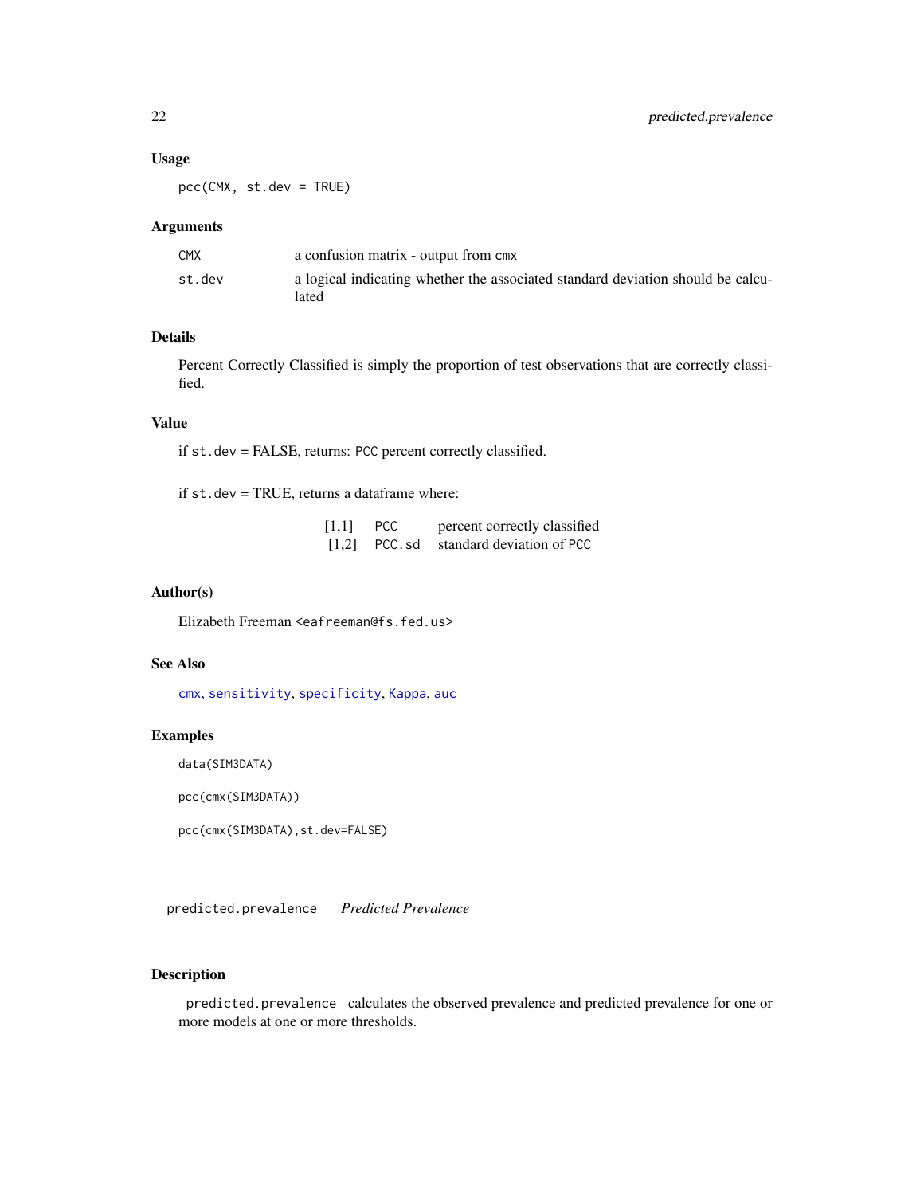### Usage

```
pcc(CMX, st.dev = TRUE)
```

### Arguments

| | |
|---|---|
| CMX | a confusion matrix - output from cmx |
| st.dev | a logical indicating whether the associated standard deviation should be calculated |

### Details

Percent Correctly Classified is simply the proportion of test observations that are correctly classified.

### Value

if st.dev = FALSE, returns: PCC percent correctly classified.

if st.dev = TRUE, returns a dataframe where:

| | | |
|---|---|---|
| [1,1] | PCC | percent correctly classified |
| [1,2] | PCC.sd | standard deviation of PCC |

### Author(s)

Elizabeth Freeman <eafreeman@fs.fed.us>

### See Also

cmx, sensitivity, specificity, Kappa, auc

### Examples

```
data(SIM3DATA)

pcc(cmx(SIM3DATA))

pcc(cmx(SIM3DATA),st.dev=FALSE)
```

---

## predicted.prevalence *Predicted Prevalence*

### Description

predicted.prevalence calculates the observed prevalence and predicted prevalence for one or more models at one or more thresholds.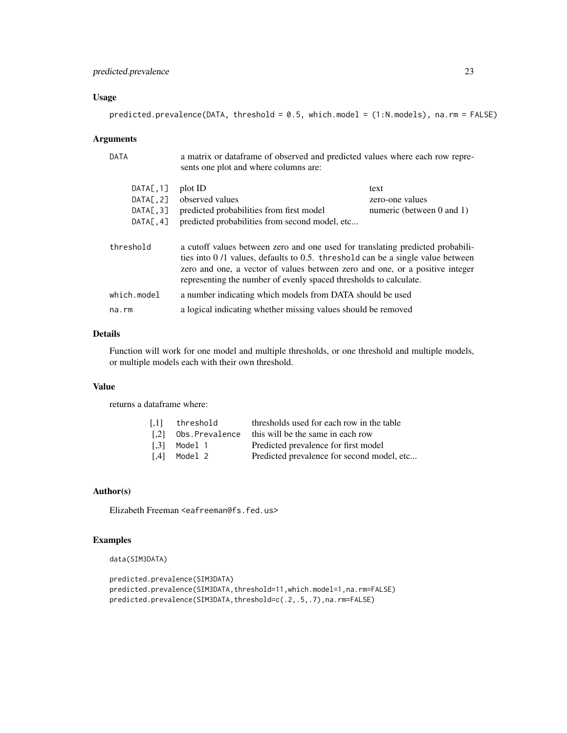### Usage

```
predicted.prevalence(DATA, threshold = 0.5, which.model = (1:N.models), na.rm = FALSE)
```

### Arguments

| | |
|---|---|
| DATA | a matrix or dataframe of observed and predicted values where each row represents one plot and where columns are: |

| | | |
|---|---|---|
| DATA[,1] | plot ID | text |
| DATA[,2] | observed values | zero-one values |
| DATA[,3] | predicted probabilities from first model | numeric (between 0 and 1) |
| DATA[,4] | predicted probabilities from second model, etc... | |

| | |
|---|---|
| threshold | a cutoff values between zero and one used for translating predicted probabilities into 0 /1 values, defaults to 0.5. threshold can be a single value between zero and one, a vector of values between zero and one, or a positive integer representing the number of evenly spaced thresholds to calculate. |
| which.model | a number indicating which models from DATA should be used |
| na.rm | a logical indicating whether missing values should be removed |

### Details

Function will work for one model and multiple thresholds, or one threshold and multiple models, or multiple models each with their own threshold.

### Value

returns a dataframe where:

| | | |
|---|---|---|
| [,1] | threshold | thresholds used for each row in the table |
| [,2] | Obs.Prevalence | this will be the same in each row |
| [,3] | Model 1 | Predicted prevalence for first model |
| [,4] | Model 2 | Predicted prevalence for second model, etc... |

### Author(s)

Elizabeth Freeman <eafreeman@fs.fed.us>

### Examples

```
data(SIM3DATA)

predicted.prevalence(SIM3DATA)
predicted.prevalence(SIM3DATA,threshold=11,which.model=1,na.rm=FALSE)
predicted.prevalence(SIM3DATA,threshold=c(.2,.5,.7),na.rm=FALSE)
```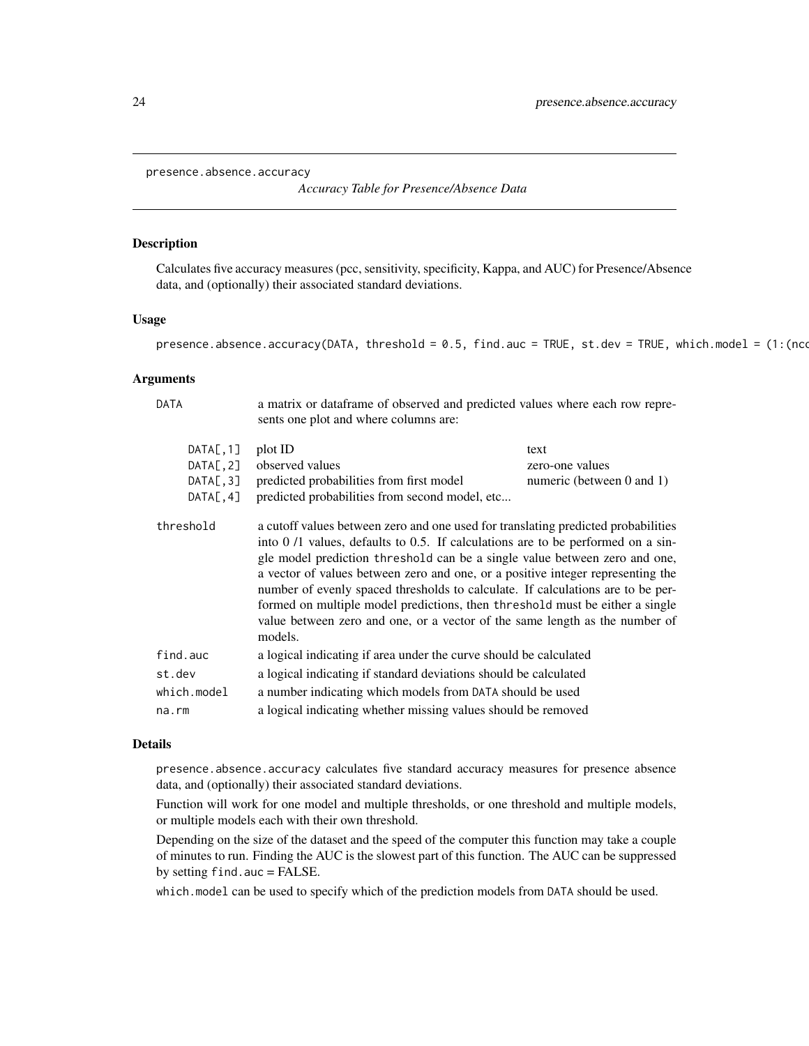presence.absence.accuracy

*Accuracy Table for Presence/Absence Data*

## Description

Calculates five accuracy measures (pcc, sensitivity, specificity, Kappa, and AUC) for Presence/Absence data, and (optionally) their associated standard deviations.

## Usage

```
presence.absence.accuracy(DATA, threshold = 0.5, find.auc = TRUE, st.dev = TRUE, which.model = (1:(nco
```

## Arguments

**DATA** a matrix or dataframe of observed and predicted values where each row represents one plot and where columns are:

| | | |
|---|---|---|
| DATA[,1] | plot ID | text |
| DATA[,2] | observed values | zero-one values |
| DATA[,3] | predicted probabilities from first model | numeric (between 0 and 1) |
| DATA[,4] | predicted probabilities from second model, etc... | |

**threshold** a cutoff values between zero and one used for translating predicted probabilities into 0 /1 values, defaults to 0.5. If calculations are to be performed on a single model prediction threshold can be a single value between zero and one, a vector of values between zero and one, or a positive integer representing the number of evenly spaced thresholds to calculate. If calculations are to be performed on multiple model predictions, then threshold must be either a single value between zero and one, or a vector of the same length as the number of models.

**find.auc** a logical indicating if area under the curve should be calculated

**st.dev** a logical indicating if standard deviations should be calculated

**which.model** a number indicating which models from DATA should be used

**na.rm** a logical indicating whether missing values should be removed

## Details

presence.absence.accuracy calculates five standard accuracy measures for presence absence data, and (optionally) their associated standard deviations.

Function will work for one model and multiple thresholds, or one threshold and multiple models, or multiple models each with their own threshold.

Depending on the size of the dataset and the speed of the computer this function may take a couple of minutes to run. Finding the AUC is the slowest part of this function. The AUC can be suppressed by setting find.auc = FALSE.

which.model can be used to specify which of the prediction models from DATA should be used.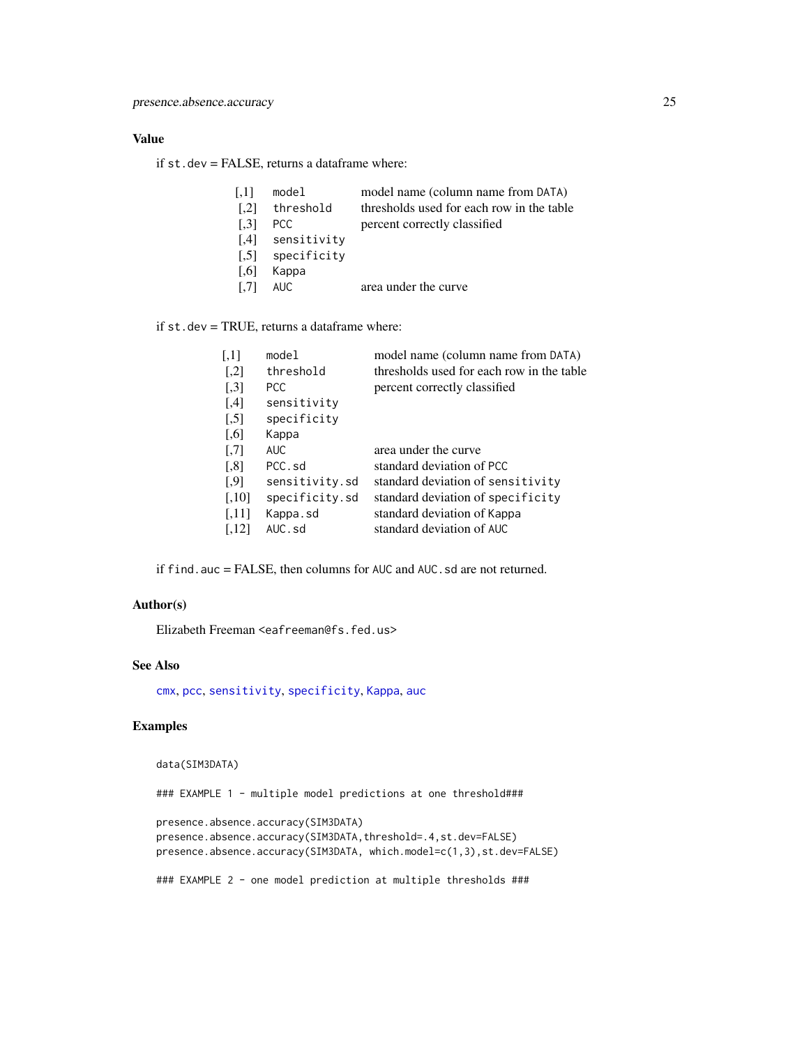## Value

if `st.dev` = FALSE, returns a dataframe where:

| | | |
|---|---|---|
| [,1] | `model` | model name (column name from `DATA`) |
| [,2] | `threshold` | thresholds used for each row in the table |
| [,3] | `PCC` | percent correctly classified |
| [,4] | `sensitivity` | |
| [,5] | `specificity` | |
| [,6] | `Kappa` | |
| [,7] | `AUC` | area under the curve |

if `st.dev` = TRUE, returns a dataframe where:

| | | |
|---|---|---|
| [,1] | `model` | model name (column name from `DATA`) |
| [,2] | `threshold` | thresholds used for each row in the table |
| [,3] | `PCC` | percent correctly classified |
| [,4] | `sensitivity` | |
| [,5] | `specificity` | |
| [,6] | `Kappa` | |
| [,7] | `AUC` | area under the curve |
| [,8] | `PCC.sd` | standard deviation of `PCC` |
| [,9] | `sensitivity.sd` | standard deviation of `sensitivity` |
| [,10] | `specificity.sd` | standard deviation of `specificity` |
| [,11] | `Kappa.sd` | standard deviation of `Kappa` |
| [,12] | `AUC.sd` | standard deviation of `AUC` |

if `find.auc` = FALSE, then columns for `AUC` and `AUC.sd` are not returned.

## Author(s)

Elizabeth Freeman <eafreeman@fs.fed.us>

## See Also

`cmx`, `pcc`, `sensitivity`, `specificity`, `Kappa`, `auc`

## Examples

```
data(SIM3DATA)

### EXAMPLE 1 - multiple model predictions at one threshold###

presence.absence.accuracy(SIM3DATA)
presence.absence.accuracy(SIM3DATA,threshold=.4,st.dev=FALSE)
presence.absence.accuracy(SIM3DATA, which.model=c(1,3),st.dev=FALSE)

### EXAMPLE 2 - one model prediction at multiple thresholds ###
```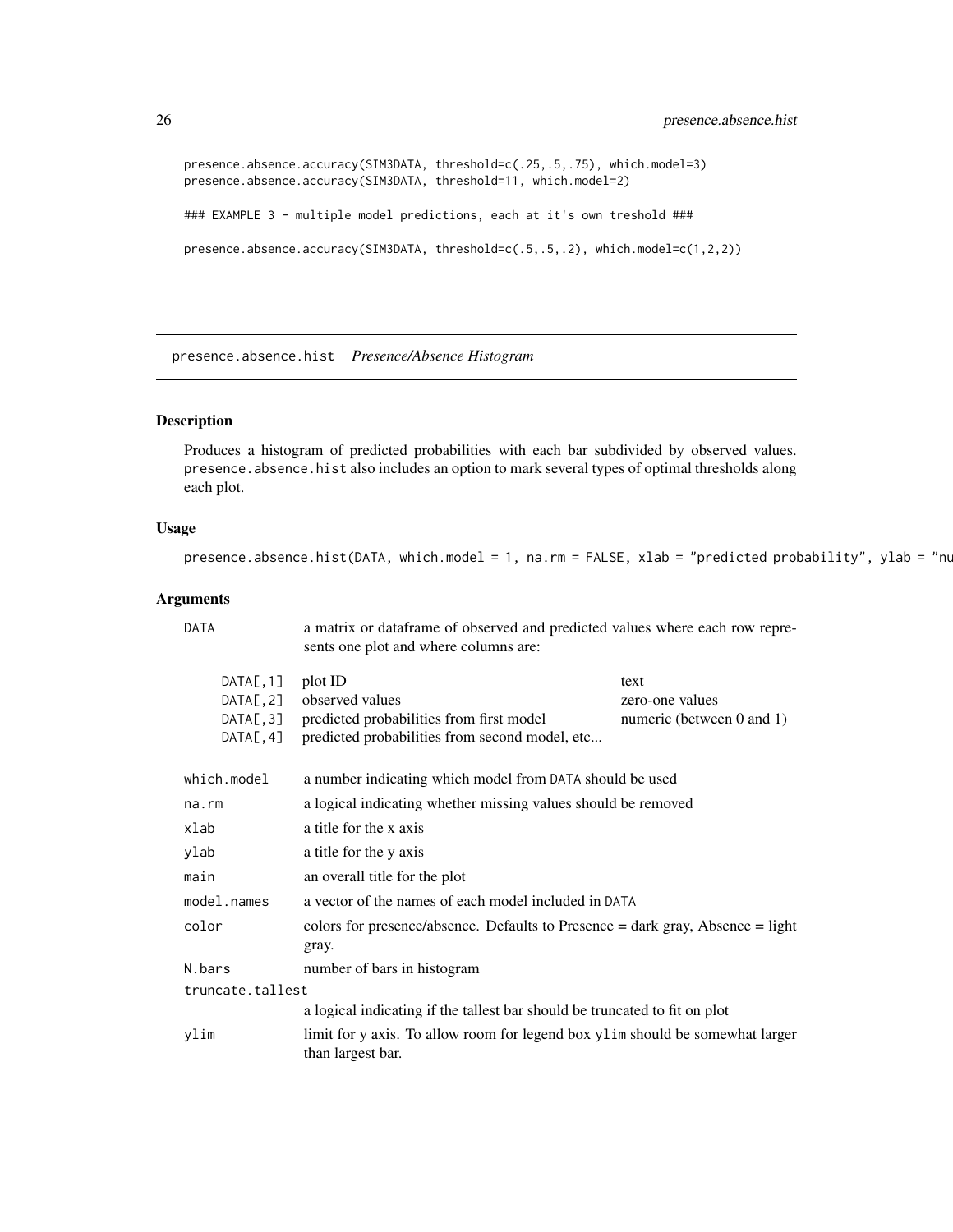```
presence.absence.accuracy(SIM3DATA, threshold=c(.25,.5,.75), which.model=3)
presence.absence.accuracy(SIM3DATA, threshold=11, which.model=2)

### EXAMPLE 3 - multiple model predictions, each at it's own treshold ###

presence.absence.accuracy(SIM3DATA, threshold=c(.5,.5,.2), which.model=c(1,2,2))
```

## presence.absence.hist *Presence/Absence Histogram*

### Description

Produces a histogram of predicted probabilities with each bar subdivided by observed values. `presence.absence.hist` also includes an option to mark several types of optimal thresholds along each plot.

### Usage

```
presence.absence.hist(DATA, which.model = 1, na.rm = FALSE, xlab = "predicted probability", ylab = "nu
```

### Arguments

| | |
|---|---|
| `DATA` | a matrix or dataframe of observed and predicted values where each row represents one plot and where columns are: |

| | | |
|---|---|---|
| `DATA[,1]` | plot ID | text |
| `DATA[,2]` | observed values | zero-one values |
| `DATA[,3]` | predicted probabilities from first model | numeric (between 0 and 1) |
| `DATA[,4]` | predicted probabilities from second model, etc... | |

| | |
|---|---|
| `which.model` | a number indicating which model from `DATA` should be used |
| `na.rm` | a logical indicating whether missing values should be removed |
| `xlab` | a title for the x axis |
| `ylab` | a title for the y axis |
| `main` | an overall title for the plot |
| `model.names` | a vector of the names of each model included in `DATA` |
| `color` | colors for presence/absence. Defaults to Presence = dark gray, Absence = light gray. |
| `N.bars` | number of bars in histogram |
| `truncate.tallest` | a logical indicating if the tallest bar should be truncated to fit on plot |
| `ylim` | limit for y axis. To allow room for legend box `ylim` should be somewhat larger than largest bar. |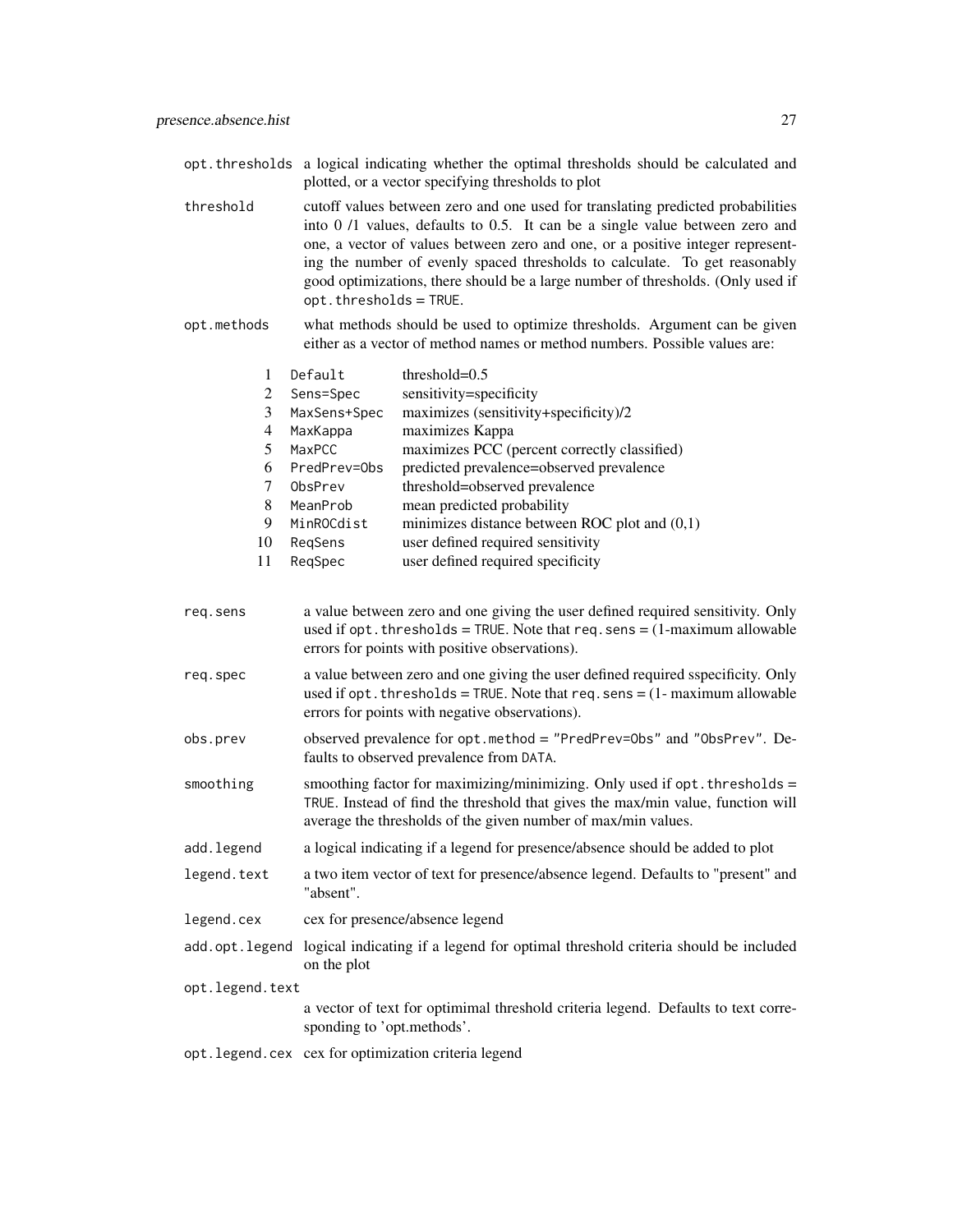`opt.thresholds` a logical indicating whether the optimal thresholds should be calculated and plotted, or a vector specifying thresholds to plot

`threshold` cutoff values between zero and one used for translating predicted probabilities into 0 /1 values, defaults to 0.5. It can be a single value between zero and one, a vector of values between zero and one, or a positive integer representing the number of evenly spaced thresholds to calculate. To get reasonably good optimizations, there should be a large number of thresholds. (Only used if `opt.thresholds = TRUE`.

`opt.methods` what methods should be used to optimize thresholds. Argument can be given either as a vector of method names or method numbers. Possible values are:

| | | |
|---|---|---|
| 1 | `Default` | threshold=0.5 |
| 2 | `Sens=Spec` | sensitivity=specificity |
| 3 | `MaxSens+Spec` | maximizes (sensitivity+specificity)/2 |
| 4 | `MaxKappa` | maximizes Kappa |
| 5 | `MaxPCC` | maximizes PCC (percent correctly classified) |
| 6 | `PredPrev=Obs` | predicted prevalence=observed prevalence |
| 7 | `ObsPrev` | threshold=observed prevalence |
| 8 | `MeanProb` | mean predicted probability |
| 9 | `MinROCdist` | minimizes distance between ROC plot and (0,1) |
| 10 | `ReqSens` | user defined required sensitivity |
| 11 | `ReqSpec` | user defined required specificity |

`req.sens` a value between zero and one giving the user defined required sensitivity. Only used if `opt.thresholds = TRUE`. Note that `req.sens` = (1-maximum allowable errors for points with positive observations).

`req.spec` a value between zero and one giving the user defined required sspecificity. Only used if `opt.thresholds = TRUE`. Note that `req.sens` = (1- maximum allowable errors for points with negative observations).

`obs.prev` observed prevalence for `opt.method = "PredPrev=Obs"` and `"ObsPrev"`. Defaults to observed prevalence from `DATA`.

`smoothing` smoothing factor for maximizing/minimizing. Only used if `opt.thresholds = TRUE`. Instead of find the threshold that gives the max/min value, function will average the thresholds of the given number of max/min values.

`add.legend` a logical indicating if a legend for presence/absence should be added to plot

`legend.text` a two item vector of text for presence/absence legend. Defaults to "present" and "absent".

`legend.cex` cex for presence/absence legend

`add.opt.legend` logical indicating if a legend for optimal threshold criteria should be included on the plot

`opt.legend.text` a vector of text for optimimal threshold criteria legend. Defaults to text corresponding to 'opt.methods'.

`opt.legend.cex` cex for optimization criteria legend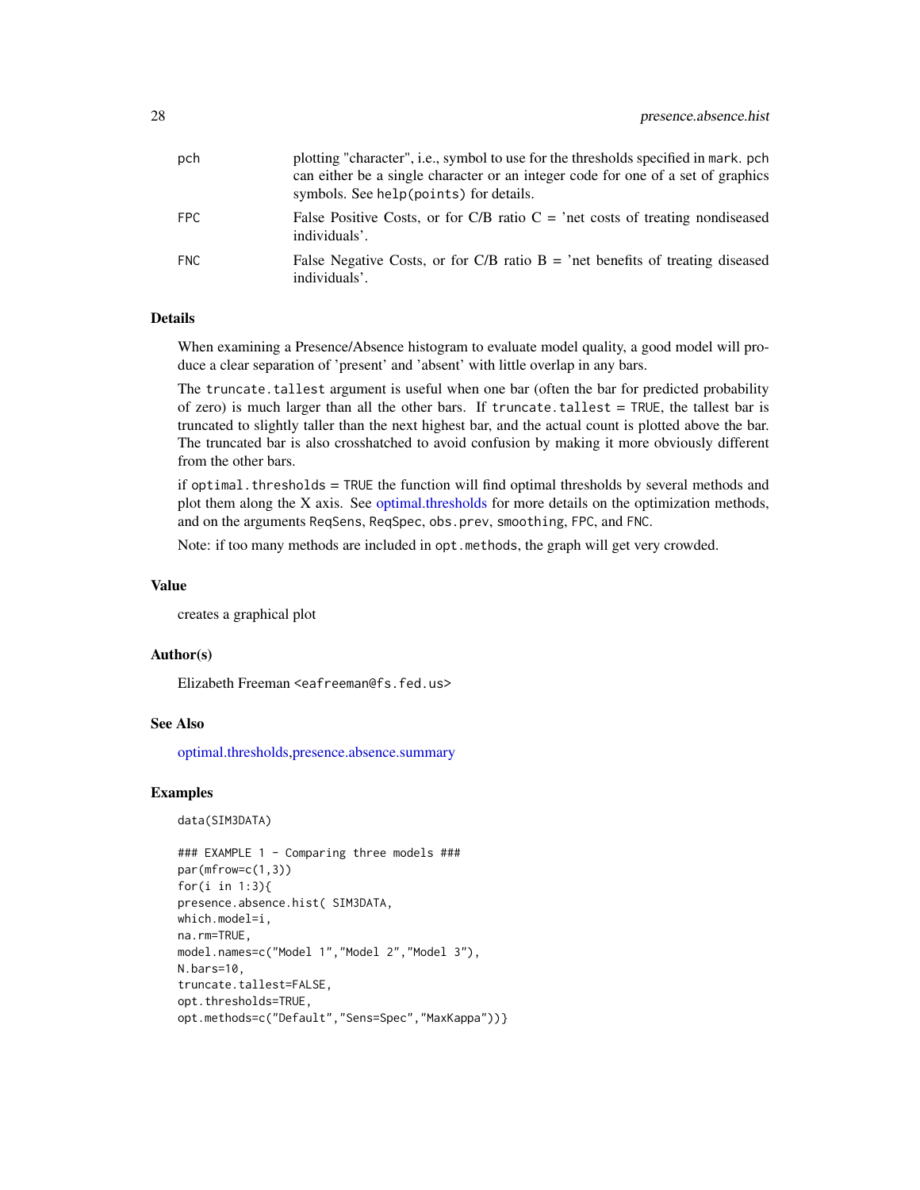| | |
|---|---|
| pch | plotting "character", i.e., symbol to use for the thresholds specified in mark. pch can either be a single character or an integer code for one of a set of graphics symbols. See help(points) for details. |
| FPC | False Positive Costs, or for C/B ratio C = 'net costs of treating nondiseased individuals'. |
| FNC | False Negative Costs, or for C/B ratio B = 'net benefits of treating diseased individuals'. |

## Details

When examining a Presence/Absence histogram to evaluate model quality, a good model will produce a clear separation of 'present' and 'absent' with little overlap in any bars.

The truncate.tallest argument is useful when one bar (often the bar for predicted probability of zero) is much larger than all the other bars. If truncate.tallest = TRUE, the tallest bar is truncated to slightly taller than the next highest bar, and the actual count is plotted above the bar. The truncated bar is also crosshatched to avoid confusion by making it more obviously different from the other bars.

if optimal.thresholds = TRUE the function will find optimal thresholds by several methods and plot them along the X axis. See optimal.thresholds for more details on the optimization methods, and on the arguments ReqSens, ReqSpec, obs.prev, smoothing, FPC, and FNC.

Note: if too many methods are included in opt.methods, the graph will get very crowded.

## Value

creates a graphical plot

## Author(s)

Elizabeth Freeman <eafreeman@fs.fed.us>

## See Also

optimal.thresholds,presence.absence.summary

## Examples

```
data(SIM3DATA)

### EXAMPLE 1 - Comparing three models ###
par(mfrow=c(1,3))
for(i in 1:3){
presence.absence.hist( SIM3DATA,
which.model=i,
na.rm=TRUE,
model.names=c("Model 1","Model 2","Model 3"),
N.bars=10,
truncate.tallest=FALSE,
opt.thresholds=TRUE,
opt.methods=c("Default","Sens=Spec","MaxKappa"))}
```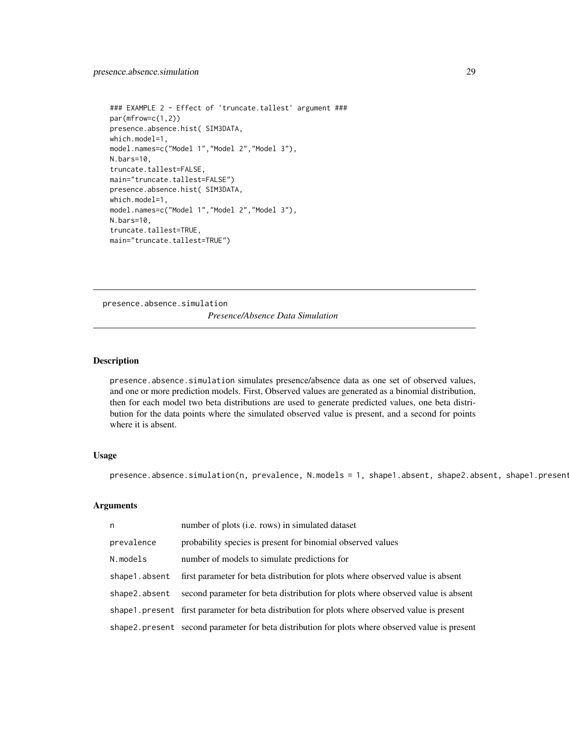```
### EXAMPLE 2 - Effect of 'truncate.tallest' argument ###
par(mfrow=c(1,2))
presence.absence.hist( SIM3DATA,
which.model=1,
model.names=c("Model 1","Model 2","Model 3"),
N.bars=10,
truncate.tallest=FALSE,
main="truncate.tallest=FALSE")
presence.absence.hist( SIM3DATA,
which.model=1,
model.names=c("Model 1","Model 2","Model 3"),
N.bars=10,
truncate.tallest=TRUE,
main="truncate.tallest=TRUE")
```

---

presence.absence.simulation *Presence/Absence Data Simulation*

---

## Description

presence.absence.simulation simulates presence/absence data as one set of observed values, and one or more prediction models. First, Observed values are generated as a binomial distribution, then for each model two beta distributions are used to generate predicted values, one beta distribution for the data points where the simulated observed value is present, and a second for points where it is absent.

## Usage

```
presence.absence.simulation(n, prevalence, N.models = 1, shape1.absent, shape2.absent, shape1.present
```

## Arguments

| | |
|---|---|
| n | number of plots (i.e. rows) in simulated dataset |
| prevalence | probability species is present for binomial observed values |
| N.models | number of models to simulate predictions for |
| shape1.absent | first parameter for beta distribution for plots where observed value is absent |
| shape2.absent | second parameter for beta distribution for plots where observed value is absent |
| shape1.present | first parameter for beta distribution for plots where observed value is present |
| shape2.present | second parameter for beta distribution for plots where observed value is present |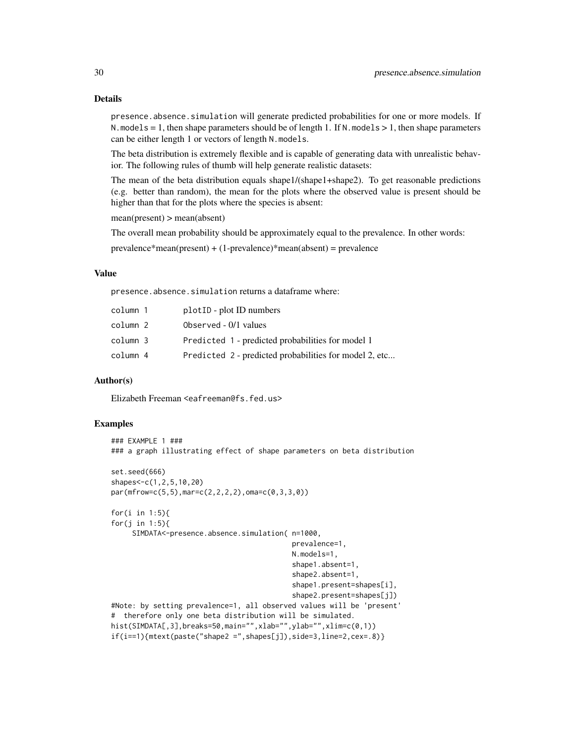## Details

presence.absence.simulation will generate predicted probabilities for one or more models. If N.models = 1, then shape parameters should be of length 1. If N.models > 1, then shape parameters can be either length 1 or vectors of length N.models.

The beta distribution is extremely flexible and is capable of generating data with unrealistic behavior. The following rules of thumb will help generate realistic datasets:

The mean of the beta distribution equals shape1/(shape1+shape2). To get reasonable predictions (e.g. better than random), the mean for the plots where the observed value is present should be higher than that for the plots where the species is absent:

mean(present) > mean(absent)

The overall mean probability should be approximately equal to the prevalence. In other words:

prevalence*mean(present) + (1-prevalence)*mean(absent) = prevalence

## Value

presence.absence.simulation returns a dataframe where:

| | |
|---|---|
| column 1 | plotID - plot ID numbers |
| column 2 | Observed - 0/1 values |
| column 3 | Predicted 1 - predicted probabilities for model 1 |
| column 4 | Predicted 2 - predicted probabilities for model 2, etc... |

## Author(s)

Elizabeth Freeman <eafreeman@fs.fed.us>

## Examples

```
### EXAMPLE 1 ###
### a graph illustrating effect of shape parameters on beta distribution

set.seed(666)
shapes<-c(1,2,5,10,20)
par(mfrow=c(5,5),mar=c(2,2,2,2),oma=c(0,3,3,0))

for(i in 1:5){
for(j in 1:5){
     SIMDATA<-presence.absence.simulation( n=1000,
                                           prevalence=1,
                                           N.models=1,
                                           shape1.absent=1,
                                           shape2.absent=1,
                                           shape1.present=shapes[i],
                                           shape2.present=shapes[j])
#Note: by setting prevalence=1, all observed values will be 'present'
#  therefore only one beta distribution will be simulated.
hist(SIMDATA[,3],breaks=50,main="",xlab="",ylab="",xlim=c(0,1))
if(i==1){mtext(paste("shape2 =",shapes[j]),side=3,line=2,cex=.8)}
```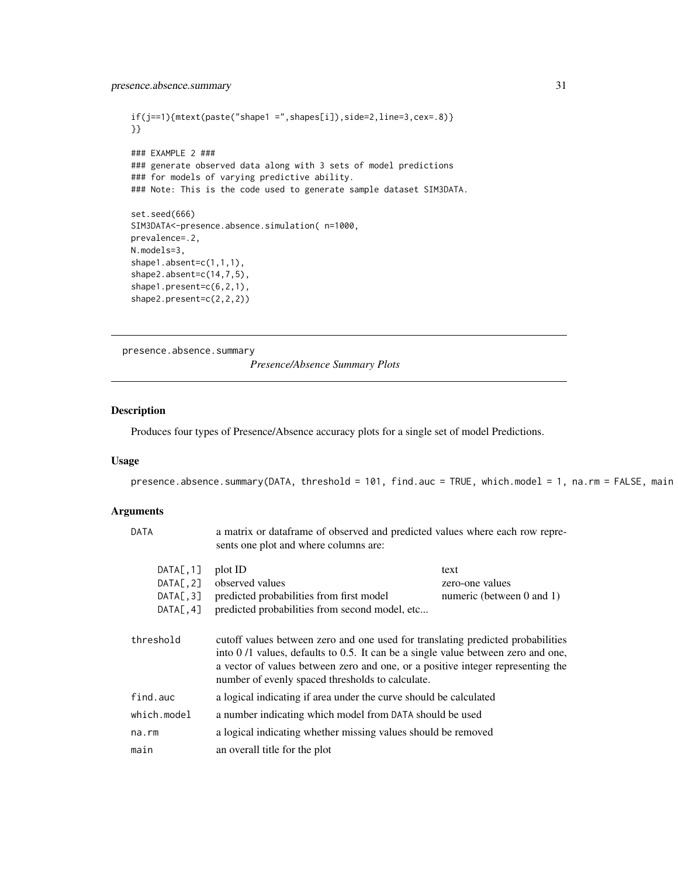```
if(j==1){mtext(paste("shape1 =",shapes[i]),side=2,line=3,cex=.8)}
}}

### EXAMPLE 2 ###
### generate observed data along with 3 sets of model predictions
### for models of varying predictive ability.
### Note: This is the code used to generate sample dataset SIM3DATA.

set.seed(666)
SIM3DATA<-presence.absence.simulation( n=1000,
prevalence=.2,
N.models=3,
shape1.absent=c(1,1,1),
shape2.absent=c(14,7,5),
shape1.present=c(6,2,1),
shape2.present=c(2,2,2))
```

---

presence.absence.summary

*Presence/Absence Summary Plots*

---

## Description

Produces four types of Presence/Absence accuracy plots for a single set of model Predictions.

## Usage

```
presence.absence.summary(DATA, threshold = 101, find.auc = TRUE, which.model = 1, na.rm = FALSE, main
```

## Arguments

DATA — a matrix or dataframe of observed and predicted values where each row represents one plot and where columns are:

| | | |
|---|---|---|
| DATA[,1] | plot ID | text |
| DATA[,2] | observed values | zero-one values |
| DATA[,3] | predicted probabilities from first model | numeric (between 0 and 1) |
| DATA[,4] | predicted probabilities from second model, etc... | |

threshold — cutoff values between zero and one used for translating predicted probabilities into 0 /1 values, defaults to 0.5. It can be a single value between zero and one, a vector of values between zero and one, or a positive integer representing the number of evenly spaced thresholds to calculate.

find.auc — a logical indicating if area under the curve should be calculated

which.model — a number indicating which model from DATA should be used

na.rm — a logical indicating whether missing values should be removed

main — an overall title for the plot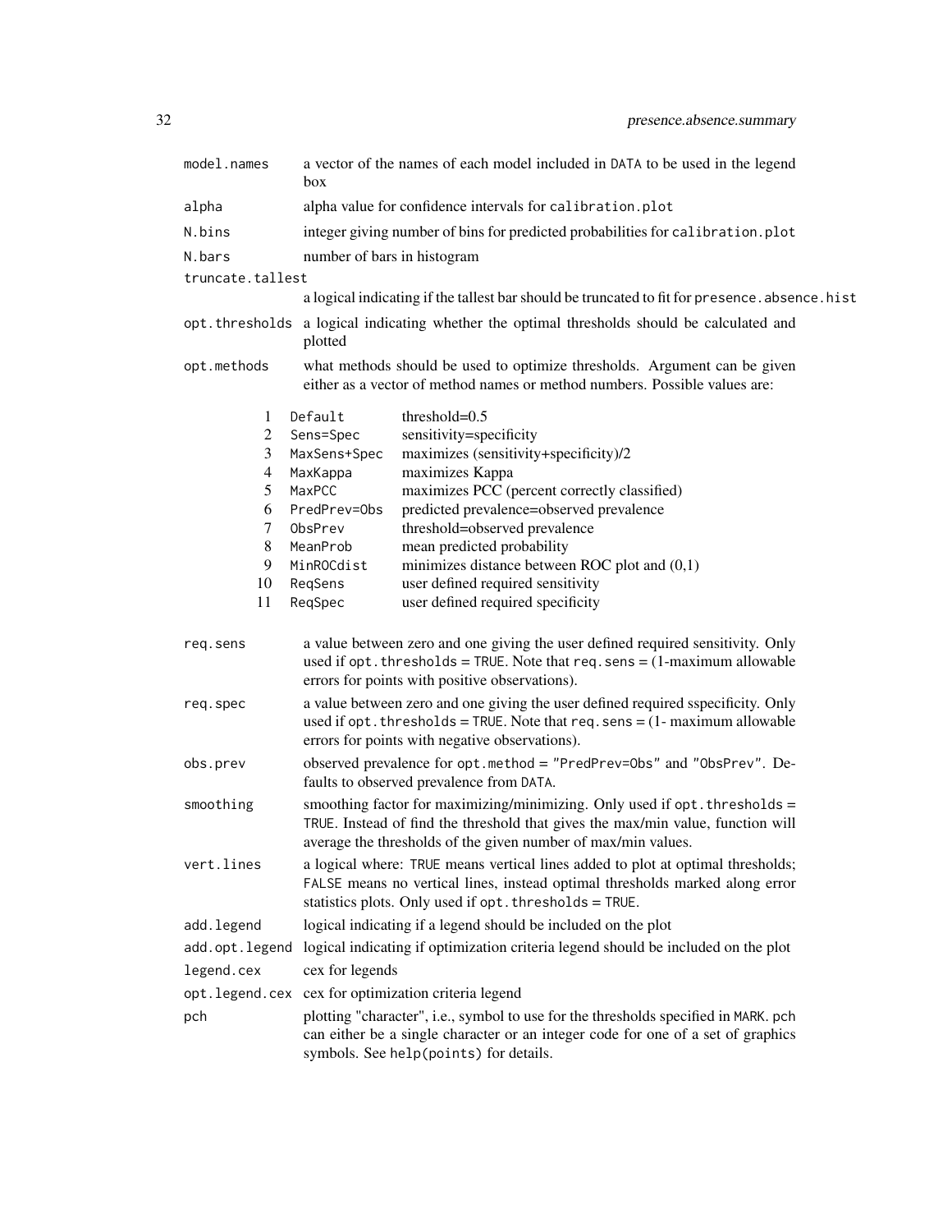| | |
|---|---|
| `model.names` | a vector of the names of each model included in `DATA` to be used in the legend box |
| `alpha` | alpha value for confidence intervals for `calibration.plot` |
| `N.bins` | integer giving number of bins for predicted probabilities for `calibration.plot` |
| `N.bars` | number of bars in histogram |
| `truncate.tallest` | a logical indicating if the tallest bar should be truncated to fit for `presence.absence.hist` |
| `opt.thresholds` | a logical indicating whether the optimal thresholds should be calculated and plotted |
| `opt.methods` | what methods should be used to optimize thresholds. Argument can be given either as a vector of method names or method numbers. Possible values are: |

| | | |
|---|---|---|
| 1 | `Default` | threshold=0.5 |
| 2 | `Sens=Spec` | sensitivity=specificity |
| 3 | `MaxSens+Spec` | maximizes (sensitivity+specificity)/2 |
| 4 | `MaxKappa` | maximizes Kappa |
| 5 | `MaxPCC` | maximizes PCC (percent correctly classified) |
| 6 | `PredPrev=Obs` | predicted prevalence=observed prevalence |
| 7 | `ObsPrev` | threshold=observed prevalence |
| 8 | `MeanProb` | mean predicted probability |
| 9 | `MinROCdist` | minimizes distance between ROC plot and (0,1) |
| 10 | `ReqSens` | user defined required sensitivity |
| 11 | `ReqSpec` | user defined required specificity |

| | |
|---|---|
| `req.sens` | a value between zero and one giving the user defined required sensitivity. Only used if `opt.thresholds = TRUE`. Note that `req.sens` = (1-maximum allowable errors for points with positive observations). |
| `req.spec` | a value between zero and one giving the user defined required sspecificity. Only used if `opt.thresholds = TRUE`. Note that `req.sens` = (1- maximum allowable errors for points with negative observations). |
| `obs.prev` | observed prevalence for `opt.method = "PredPrev=Obs"` and `"ObsPrev"`. Defaults to observed prevalence from `DATA`. |
| `smoothing` | smoothing factor for maximizing/minimizing. Only used if `opt.thresholds = TRUE`. Instead of find the threshold that gives the max/min value, function will average the thresholds of the given number of max/min values. |
| `vert.lines` | a logical where: `TRUE` means vertical lines added to plot at optimal thresholds; `FALSE` means no vertical lines, instead optimal thresholds marked along error statistics plots. Only used if `opt.thresholds = TRUE`. |
| `add.legend` | logical indicating if a legend should be included on the plot |
| `add.opt.legend` | logical indicating if optimization criteria legend should be included on the plot |
| `legend.cex` | cex for legends |
| `opt.legend.cex` | cex for optimization criteria legend |
| `pch` | plotting "character", i.e., symbol to use for the thresholds specified in `MARK`. `pch` can either be a single character or an integer code for one of a set of graphics symbols. See `help(points)` for details. |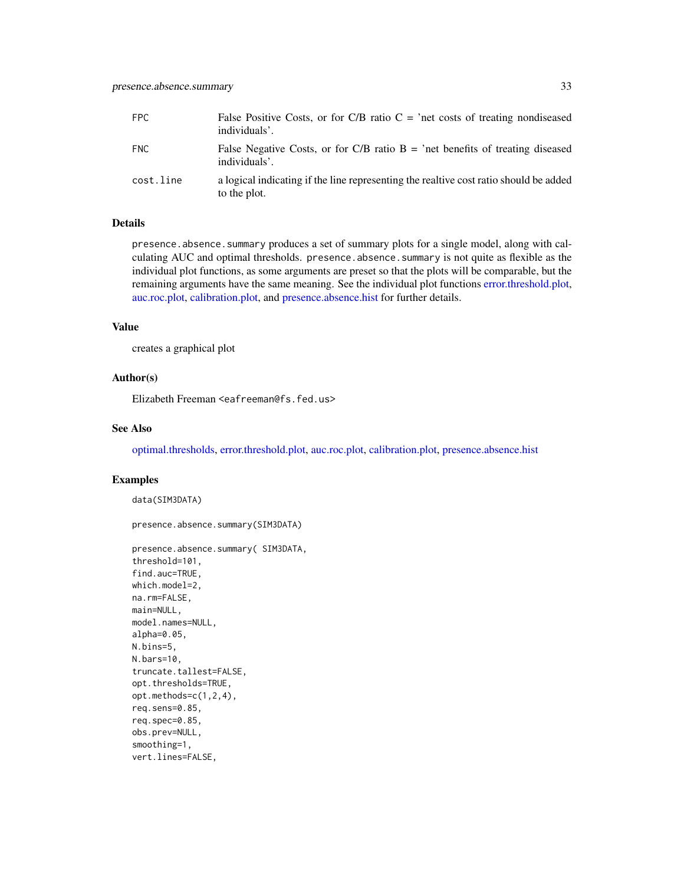| | |
|---|---|
| FPC | False Positive Costs, or for C/B ratio C = 'net costs of treating nondiseased individuals'. |
| FNC | False Negative Costs, or for C/B ratio B = 'net benefits of treating diseased individuals'. |
| cost.line | a logical indicating if the line representing the realtive cost ratio should be added to the plot. |

## Details

presence.absence.summary produces a set of summary plots for a single model, along with calculating AUC and optimal thresholds. presence.absence.summary is not quite as flexible as the individual plot functions, as some arguments are preset so that the plots will be comparable, but the remaining arguments have the same meaning. See the individual plot functions error.threshold.plot, auc.roc.plot, calibration.plot, and presence.absence.hist for further details.

## Value

creates a graphical plot

## Author(s)

Elizabeth Freeman <eafreeman@fs.fed.us>

## See Also

optimal.thresholds, error.threshold.plot, auc.roc.plot, calibration.plot, presence.absence.hist

## Examples

```
data(SIM3DATA)

presence.absence.summary(SIM3DATA)

presence.absence.summary( SIM3DATA,
threshold=101,
find.auc=TRUE,
which.model=2,
na.rm=FALSE,
main=NULL,
model.names=NULL,
alpha=0.05,
N.bins=5,
N.bars=10,
truncate.tallest=FALSE,
opt.thresholds=TRUE,
opt.methods=c(1,2,4),
req.sens=0.85,
req.spec=0.85,
obs.prev=NULL,
smoothing=1,
vert.lines=FALSE,
```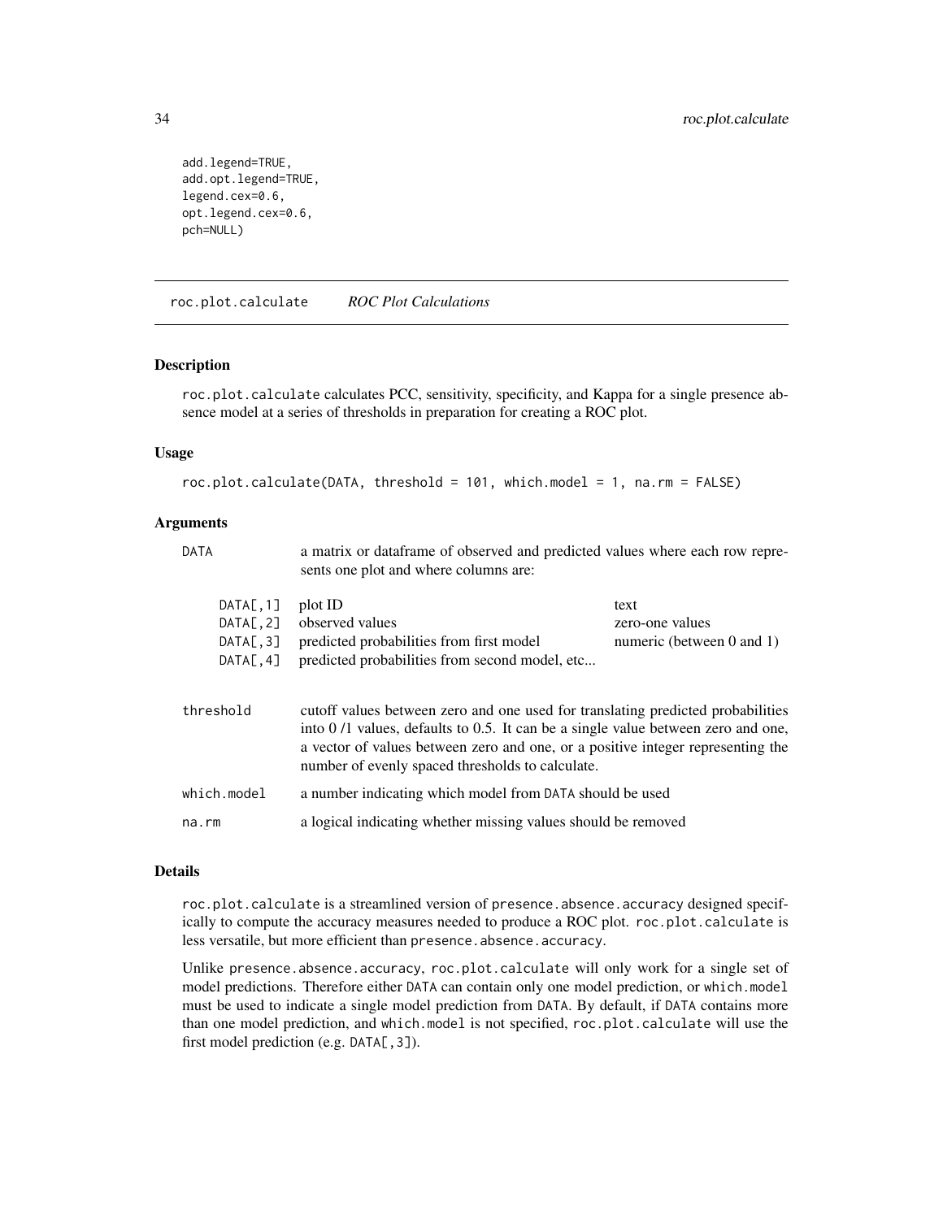```
    add.legend=TRUE,
    add.opt.legend=TRUE,
    legend.cex=0.6,
    opt.legend.cex=0.6,
    pch=NULL)
```

---

## roc.plot.calculate — *ROC Plot Calculations*

---

### Description

`roc.plot.calculate` calculates PCC, sensitivity, specificity, and Kappa for a single presence absence model at a series of thresholds in preparation for creating a ROC plot.

### Usage

```
roc.plot.calculate(DATA, threshold = 101, which.model = 1, na.rm = FALSE)
```

### Arguments

`DATA` — a matrix or dataframe of observed and predicted values where each row represents one plot and where columns are:

| | | |
|---|---|---|
| DATA[,1] | plot ID | text |
| DATA[,2] | observed values | zero-one values |
| DATA[,3] | predicted probabilities from first model | numeric (between 0 and 1) |
| DATA[,4] | predicted probabilities from second model, etc... | |

`threshold` — cutoff values between zero and one used for translating predicted probabilities into 0 /1 values, defaults to 0.5. It can be a single value between zero and one, a vector of values between zero and one, or a positive integer representing the number of evenly spaced thresholds to calculate.

`which.model` — a number indicating which model from `DATA` should be used

`na.rm` — a logical indicating whether missing values should be removed

### Details

`roc.plot.calculate` is a streamlined version of `presence.absence.accuracy` designed specifically to compute the accuracy measures needed to produce a ROC plot. `roc.plot.calculate` is less versatile, but more efficient than `presence.absence.accuracy`.

Unlike `presence.absence.accuracy`, `roc.plot.calculate` will only work for a single set of model predictions. Therefore either `DATA` can contain only one model prediction, or `which.model` must be used to indicate a single model prediction from `DATA`. By default, if `DATA` contains more than one model prediction, and `which.model` is not specified, `roc.plot.calculate` will use the first model prediction (e.g. `DATA[,3]`).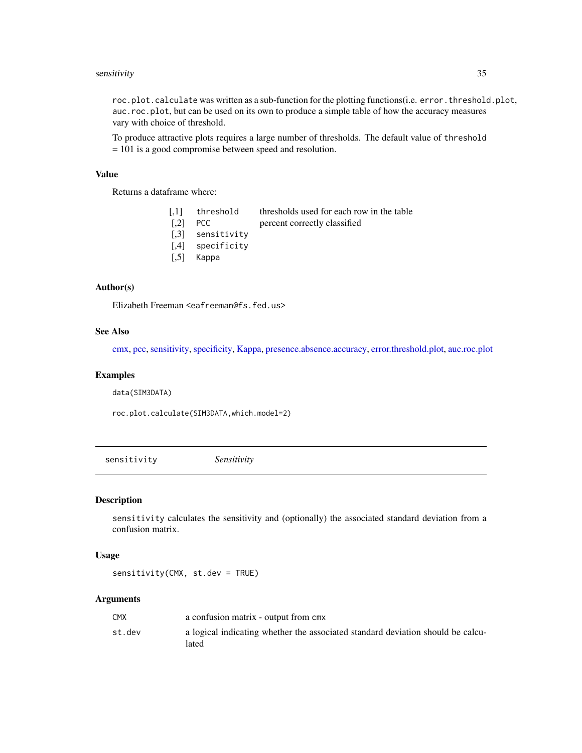`roc.plot.calculate` was written as a sub-function for the plotting functions(i.e. `error.threshold.plot`, `auc.roc.plot`, but can be used on its own to produce a simple table of how the accuracy measures vary with choice of threshold.

To produce attractive plots requires a large number of thresholds. The default value of `threshold` = 101 is a good compromise between speed and resolution.

### Value

Returns a dataframe where:

| | | |
|---|---|---|
| [,1] | `threshold` | thresholds used for each row in the table |
| [,2] | `PCC` | percent correctly classified |
| [,3] | `sensitivity` | |
| [,4] | `specificity` | |
| [,5] | `Kappa` | |

### Author(s)

Elizabeth Freeman <eafreeman@fs.fed.us>

### See Also

cmx, pcc, sensitivity, specificity, Kappa, presence.absence.accuracy, error.threshold.plot, auc.roc.plot

### Examples

```
data(SIM3DATA)

roc.plot.calculate(SIM3DATA,which.model=2)
```

---

## sensitivity *Sensitivity*

### Description

`sensitivity` calculates the sensitivity and (optionally) the associated standard deviation from a confusion matrix.

### Usage

```
sensitivity(CMX, st.dev = TRUE)
```

### Arguments

| | |
|---|---|
| `CMX` | a confusion matrix - output from `cmx` |
| `st.dev` | a logical indicating whether the associated standard deviation should be calculated |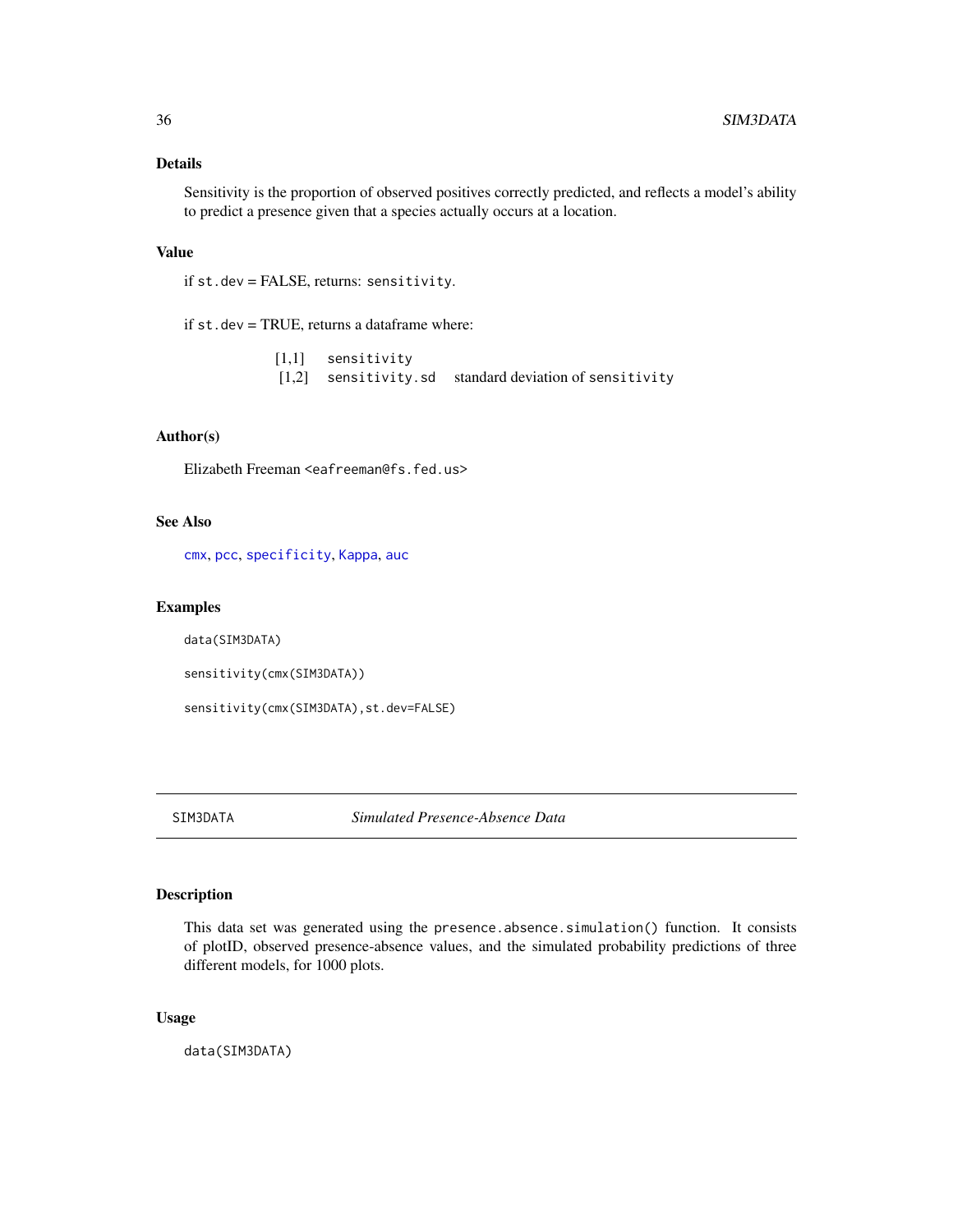## Details

Sensitivity is the proportion of observed positives correctly predicted, and reflects a model's ability to predict a presence given that a species actually occurs at a location.

## Value

if `st.dev` = FALSE, returns: `sensitivity`.

if `st.dev` = TRUE, returns a dataframe where:

| | | |
|---|---|---|
| [1,1] | `sensitivity` | |
| [1,2] | `sensitivity.sd` | standard deviation of `sensitivity` |

## Author(s)

Elizabeth Freeman <eafreeman@fs.fed.us>

## See Also

`cmx`, `pcc`, `specificity`, `Kappa`, `auc`

## Examples

```
data(SIM3DATA)

sensitivity(cmx(SIM3DATA))

sensitivity(cmx(SIM3DATA),st.dev=FALSE)
```

---

# SIM3DATA *Simulated Presence-Absence Data*

## Description

This data set was generated using the `presence.absence.simulation()` function. It consists of plotID, observed presence-absence values, and the simulated probability predictions of three different models, for 1000 plots.

## Usage

```
data(SIM3DATA)
```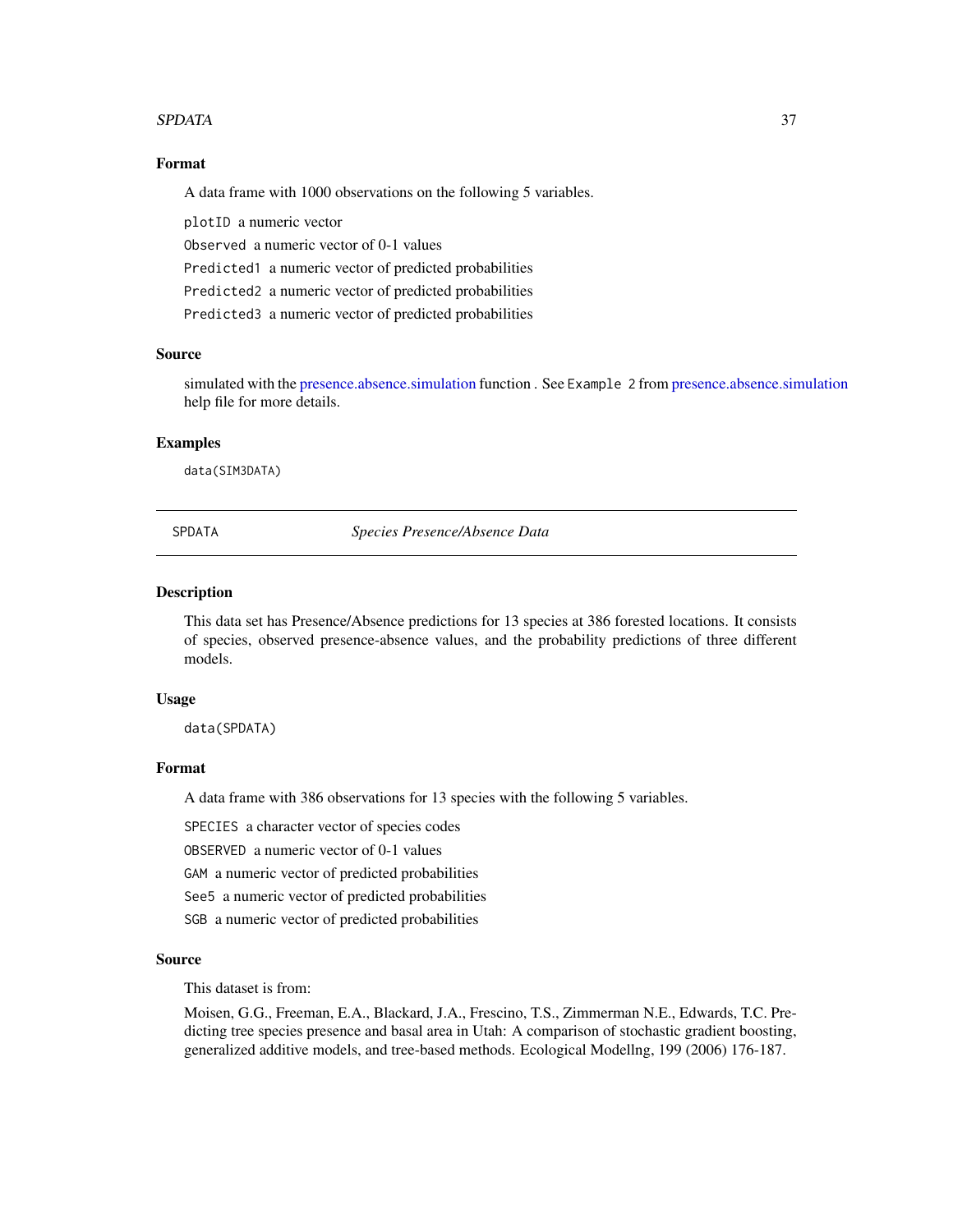### Format

A data frame with 1000 observations on the following 5 variables.

`plotID` a numeric vector

`Observed` a numeric vector of 0-1 values

`Predicted1` a numeric vector of predicted probabilities

`Predicted2` a numeric vector of predicted probabilities

`Predicted3` a numeric vector of predicted probabilities

### Source

simulated with the presence.absence.simulation function . See `Example 2` from presence.absence.simulation help file for more details.

### Examples

```
data(SIM3DATA)
```

---

## SPDATA — *Species Presence/Absence Data*

---

### Description

This data set has Presence/Absence predictions for 13 species at 386 forested locations. It consists of species, observed presence-absence values, and the probability predictions of three different models.

### Usage

```
data(SPDATA)
```

### Format

A data frame with 386 observations for 13 species with the following 5 variables.

`SPECIES` a character vector of species codes

`OBSERVED` a numeric vector of 0-1 values

`GAM` a numeric vector of predicted probabilities

`See5` a numeric vector of predicted probabilities

`SGB` a numeric vector of predicted probabilities

### Source

This dataset is from:

Moisen, G.G., Freeman, E.A., Blackard, J.A., Frescino, T.S., Zimmerman N.E., Edwards, T.C. Predicting tree species presence and basal area in Utah: A comparison of stochastic gradient boosting, generalized additive models, and tree-based methods. Ecological Modellng, 199 (2006) 176-187.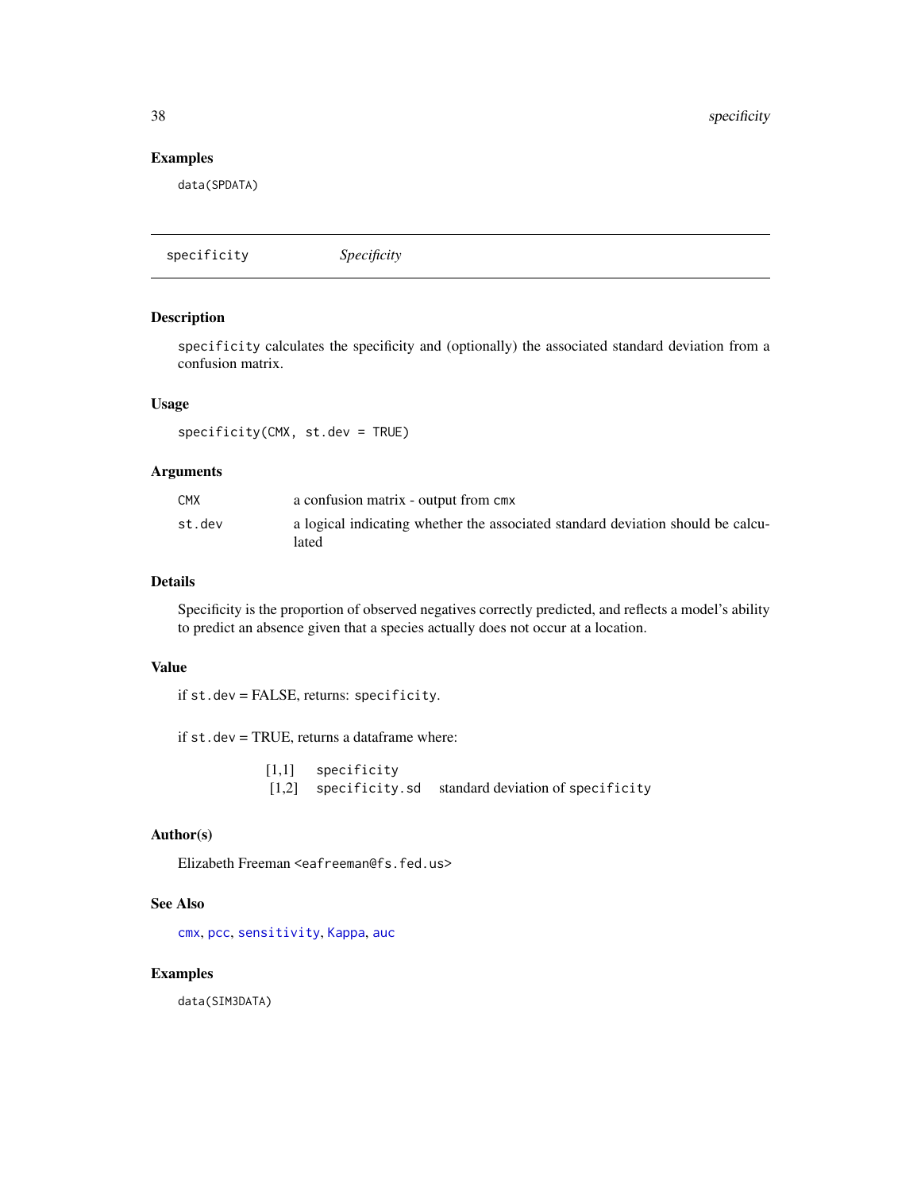## Examples

```
data(SPDATA)
```

---

# specificity *Specificity*

---

## Description

`specificity` calculates the specificity and (optionally) the associated standard deviation from a confusion matrix.

## Usage

```
specificity(CMX, st.dev = TRUE)
```

## Arguments

| | |
|---|---|
| CMX | a confusion matrix - output from cmx |
| st.dev | a logical indicating whether the associated standard deviation should be calculated |

## Details

Specificity is the proportion of observed negatives correctly predicted, and reflects a model's ability to predict an absence given that a species actually does not occur at a location.

## Value

if `st.dev` = FALSE, returns: `specificity`.

if `st.dev` = TRUE, returns a dataframe where:

| | | |
|---|---|---|
| [1,1] | specificity | |
| [1,2] | specificity.sd | standard deviation of specificity |

## Author(s)

Elizabeth Freeman <eafreeman@fs.fed.us>

## See Also

cmx, pcc, sensitivity, Kappa, auc

## Examples

```
data(SIM3DATA)
```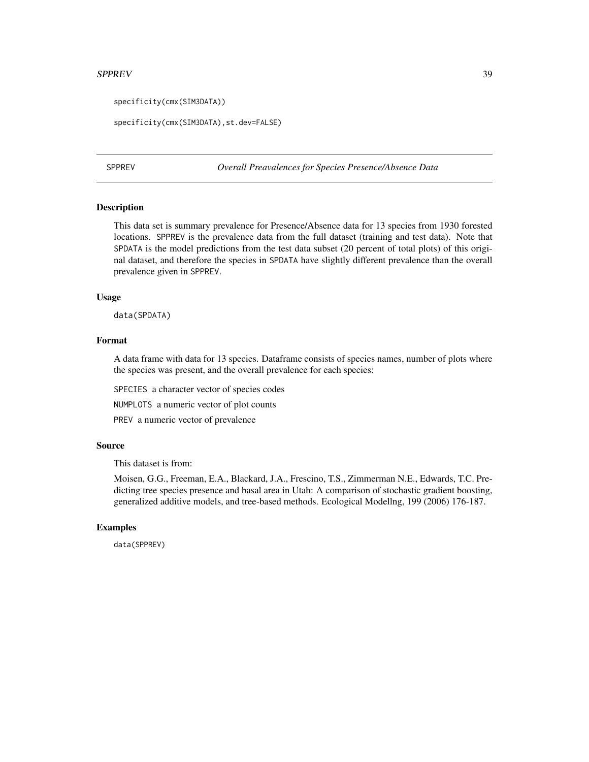```
specificity(cmx(SIM3DATA))

specificity(cmx(SIM3DATA),st.dev=FALSE)
```

---

## SPPREV *Overall Preavalences for Species Presence/Absence Data*

---

### Description

This data set is summary prevalence for Presence/Absence data for 13 species from 1930 forested locations. SPPREV is the prevalence data from the full dataset (training and test data). Note that SPDATA is the model predictions from the test data subset (20 percent of total plots) of this original dataset, and therefore the species in SPDATA have slightly different prevalence than the overall prevalence given in SPPREV.

### Usage

```
data(SPDATA)
```

### Format

A data frame with data for 13 species. Dataframe consists of species names, number of plots where the species was present, and the overall prevalence for each species:

SPECIES a character vector of species codes

NUMPLOTS a numeric vector of plot counts

PREV a numeric vector of prevalence

### Source

This dataset is from:

Moisen, G.G., Freeman, E.A., Blackard, J.A., Frescino, T.S., Zimmerman N.E., Edwards, T.C. Predicting tree species presence and basal area in Utah: A comparison of stochastic gradient boosting, generalized additive models, and tree-based methods. Ecological Modellng, 199 (2006) 176-187.

### Examples

```
data(SPPREV)
```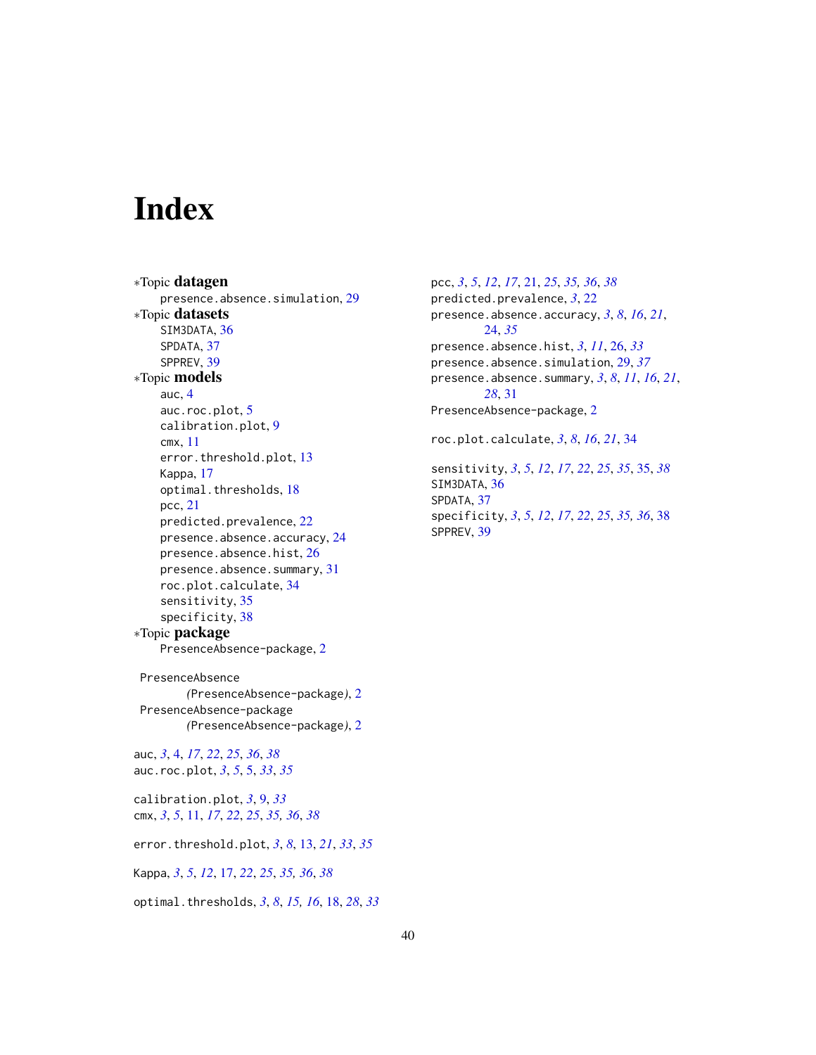# Index

*Topic **datagen**
presence.absence.simulation, 29
*Topic **datasets**
SIM3DATA, 36
SPDATA, 37
SPPREV, 39
*Topic **models**
auc, 4
auc.roc.plot, 5
calibration.plot, 9
cmx, 11
error.threshold.plot, 13
Kappa, 17
optimal.thresholds, 18
pcc, 21
predicted.prevalence, 22
presence.absence.accuracy, 24
presence.absence.hist, 26
presence.absence.summary, 31
roc.plot.calculate, 34
sensitivity, 35
specificity, 38
*Topic **package**
PresenceAbsence-package, 2

PresenceAbsence
(PresenceAbsence-package), 2
PresenceAbsence-package
(PresenceAbsence-package), 2

auc, *3*, 4, *17*, *22*, *25*, *36*, *38*
auc.roc.plot, *3*, *5*, 5, *33*, *35*

calibration.plot, *3*, 9, *33*
cmx, *3*, *5*, 11, *17*, *22*, *25*, *35*, *36*, *38*

error.threshold.plot, *3*, *8*, 13, *21*, *33*, *35*

Kappa, *3*, *5*, *12*, 17, *22*, *25*, *35*, *36*, *38*

optimal.thresholds, *3*, *8*, *15*, *16*, 18, *28*, *33*

pcc, *3*, *5*, *12*, *17*, 21, *25*, *35*, *36*, *38*
predicted.prevalence, *3*, 22
presence.absence.accuracy, *3*, *8*, *16*, *21*, 24, *35*
presence.absence.hist, *3*, *11*, 26, *33*
presence.absence.simulation, 29, *37*
presence.absence.summary, *3*, *8*, *11*, *16*, *21*, *28*, 31
PresenceAbsence-package, 2

roc.plot.calculate, *3*, *8*, *16*, *21*, 34

sensitivity, *3*, *5*, *12*, *17*, *22*, *25*, *35*, 35, *38*
SIM3DATA, 36
SPDATA, 37
specificity, *3*, *5*, *12*, *17*, *22*, *25*, *35*, *36*, 38
SPPREV, 39